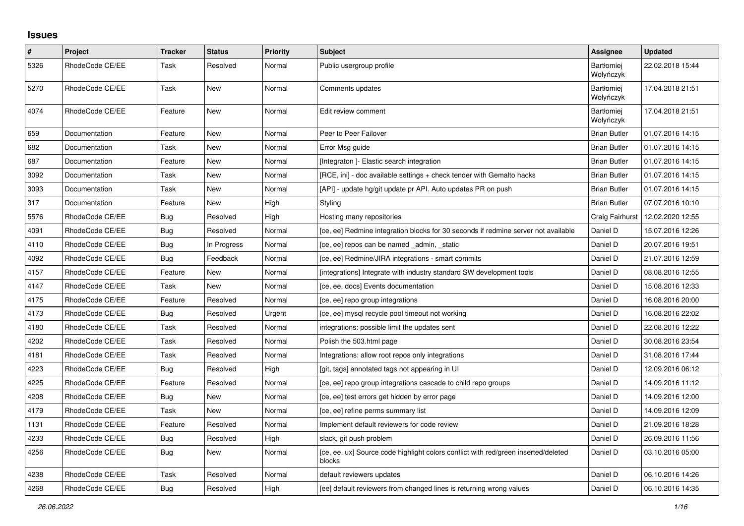## Issues

| # | Project | Tracker | Status | Priority | Subject | Assignee | Updated |
|---|---|---|---|---|---|---|---|
| 5326 | RhodeCode CE/EE | Task | Resolved | Normal | Public usergroup profile | Bartłomiej Wołyńczyk | 22.02.2018 15:44 |
| 5270 | RhodeCode CE/EE | Task | New | Normal | Comments updates | Bartłomiej Wołyńczyk | 17.04.2018 21:51 |
| 4074 | RhodeCode CE/EE | Feature | New | Normal | Edit review comment | Bartłomiej Wołyńczyk | 17.04.2018 21:51 |
| 659 | Documentation | Feature | New | Normal | Peer to Peer Failover | Brian Butler | 01.07.2016 14:15 |
| 682 | Documentation | Task | New | Normal | Error Msg guide | Brian Butler | 01.07.2016 14:15 |
| 687 | Documentation | Feature | New | Normal | [Integraton ]- Elastic search integration | Brian Butler | 01.07.2016 14:15 |
| 3092 | Documentation | Task | New | Normal | [RCE, ini] - doc available settings + check tender with Gemalto hacks | Brian Butler | 01.07.2016 14:15 |
| 3093 | Documentation | Task | New | Normal | [API] - update hg/git update pr API. Auto updates PR on push | Brian Butler | 01.07.2016 14:15 |
| 317 | Documentation | Feature | New | High | Styling | Brian Butler | 07.07.2016 10:10 |
| 5576 | RhodeCode CE/EE | Bug | Resolved | High | Hosting many repositories | Craig Fairhurst | 12.02.2020 12:55 |
| 4091 | RhodeCode CE/EE | Bug | Resolved | Normal | [ce, ee] Redmine integration blocks for 30 seconds if redmine server not available | Daniel D | 15.07.2016 12:26 |
| 4110 | RhodeCode CE/EE | Bug | In Progress | Normal | [ce, ee] repos can be named _admin, _static | Daniel D | 20.07.2016 19:51 |
| 4092 | RhodeCode CE/EE | Bug | Feedback | Normal | [ce, ee] Redmine/JIRA integrations - smart commits | Daniel D | 21.07.2016 12:59 |
| 4157 | RhodeCode CE/EE | Feature | New | Normal | [integrations] Integrate with industry standard SW development tools | Daniel D | 08.08.2016 12:55 |
| 4147 | RhodeCode CE/EE | Task | New | Normal | [ce, ee, docs] Events documentation | Daniel D | 15.08.2016 12:33 |
| 4175 | RhodeCode CE/EE | Feature | Resolved | Normal | [ce, ee] repo group integrations | Daniel D | 16.08.2016 20:00 |
| 4173 | RhodeCode CE/EE | Bug | Resolved | Urgent | [ce, ee] mysql recycle pool timeout not working | Daniel D | 16.08.2016 22:02 |
| 4180 | RhodeCode CE/EE | Task | Resolved | Normal | integrations: possible limit the updates sent | Daniel D | 22.08.2016 12:22 |
| 4202 | RhodeCode CE/EE | Task | Resolved | Normal | Polish the 503.html page | Daniel D | 30.08.2016 23:54 |
| 4181 | RhodeCode CE/EE | Task | Resolved | Normal | Integrations: allow root repos only integrations | Daniel D | 31.08.2016 17:44 |
| 4223 | RhodeCode CE/EE | Bug | Resolved | High | [git, tags] annotated tags not appearing in UI | Daniel D | 12.09.2016 06:12 |
| 4225 | RhodeCode CE/EE | Feature | Resolved | Normal | [ce, ee] repo group integrations cascade to child repo groups | Daniel D | 14.09.2016 11:12 |
| 4208 | RhodeCode CE/EE | Bug | New | Normal | [ce, ee] test errors get hidden by error page | Daniel D | 14.09.2016 12:00 |
| 4179 | RhodeCode CE/EE | Task | New | Normal | [ce, ee] refine perms summary list | Daniel D | 14.09.2016 12:09 |
| 1131 | RhodeCode CE/EE | Feature | Resolved | Normal | Implement default reviewers for code review | Daniel D | 21.09.2016 18:28 |
| 4233 | RhodeCode CE/EE | Bug | Resolved | High | slack, git push problem | Daniel D | 26.09.2016 11:56 |
| 4256 | RhodeCode CE/EE | Bug | New | Normal | [ce, ee, ux] Source code highlight colors conflict with red/green inserted/deleted blocks | Daniel D | 03.10.2016 05:00 |
| 4238 | RhodeCode CE/EE | Task | Resolved | Normal | default reviewers updates | Daniel D | 06.10.2016 14:26 |
| 4268 | RhodeCode CE/EE | Bug | Resolved | High | [ee] default reviewers from changed lines is returning wrong values | Daniel D | 06.10.2016 14:35 |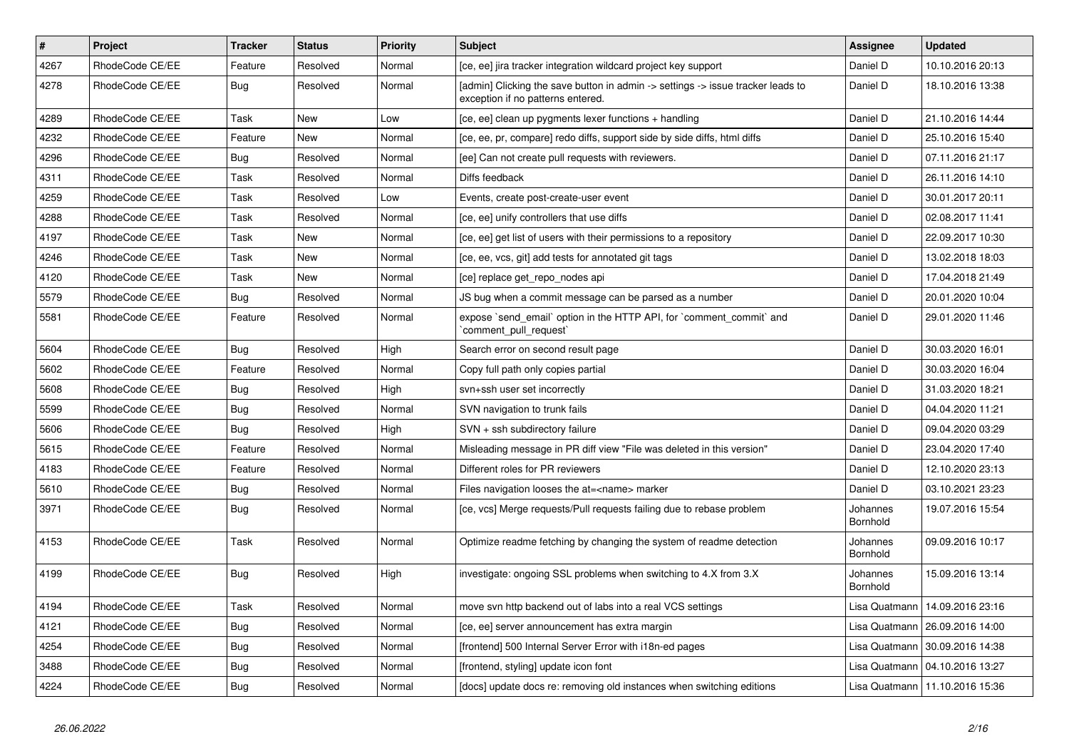| # | Project | Tracker | Status | Priority | Subject | Assignee | Updated |
| --- | --- | --- | --- | --- | --- | --- | --- |
| 4267 | RhodeCode CE/EE | Feature | Resolved | Normal | [ce, ee] jira tracker integration wildcard project key support | Daniel D | 10.10.2016 20:13 |
| 4278 | RhodeCode CE/EE | Bug | Resolved | Normal | [admin] Clicking the save button in admin -> settings -> issue tracker leads to exception if no patterns entered. | Daniel D | 18.10.2016 13:38 |
| 4289 | RhodeCode CE/EE | Task | New | Low | [ce, ee] clean up pygments lexer functions + handling | Daniel D | 21.10.2016 14:44 |
| 4232 | RhodeCode CE/EE | Feature | New | Normal | [ce, ee, pr, compare] redo diffs, support side by side diffs, html diffs | Daniel D | 25.10.2016 15:40 |
| 4296 | RhodeCode CE/EE | Bug | Resolved | Normal | [ee] Can not create pull requests with reviewers. | Daniel D | 07.11.2016 21:17 |
| 4311 | RhodeCode CE/EE | Task | Resolved | Normal | Diffs feedback | Daniel D | 26.11.2016 14:10 |
| 4259 | RhodeCode CE/EE | Task | Resolved | Low | Events, create post-create-user event | Daniel D | 30.01.2017 20:11 |
| 4288 | RhodeCode CE/EE | Task | Resolved | Normal | [ce, ee] unify controllers that use diffs | Daniel D | 02.08.2017 11:41 |
| 4197 | RhodeCode CE/EE | Task | New | Normal | [ce, ee] get list of users with their permissions to a repository | Daniel D | 22.09.2017 10:30 |
| 4246 | RhodeCode CE/EE | Task | New | Normal | [ce, ee, vcs, git] add tests for annotated git tags | Daniel D | 13.02.2018 18:03 |
| 4120 | RhodeCode CE/EE | Task | New | Normal | [ce] replace get_repo_nodes api | Daniel D | 17.04.2018 21:49 |
| 5579 | RhodeCode CE/EE | Bug | Resolved | Normal | JS bug when a commit message can be parsed as a number | Daniel D | 20.01.2020 10:04 |
| 5581 | RhodeCode CE/EE | Feature | Resolved | Normal | expose `send_email` option in the HTTP API, for `comment_commit` and `comment_pull_request` | Daniel D | 29.01.2020 11:46 |
| 5604 | RhodeCode CE/EE | Bug | Resolved | High | Search error on second result page | Daniel D | 30.03.2020 16:01 |
| 5602 | RhodeCode CE/EE | Feature | Resolved | Normal | Copy full path only copies partial | Daniel D | 30.03.2020 16:04 |
| 5608 | RhodeCode CE/EE | Bug | Resolved | High | svn+ssh user set incorrectly | Daniel D | 31.03.2020 18:21 |
| 5599 | RhodeCode CE/EE | Bug | Resolved | Normal | SVN navigation to trunk fails | Daniel D | 04.04.2020 11:21 |
| 5606 | RhodeCode CE/EE | Bug | Resolved | High | SVN + ssh subdirectory failure | Daniel D | 09.04.2020 03:29 |
| 5615 | RhodeCode CE/EE | Feature | Resolved | Normal | Misleading message in PR diff view "File was deleted in this version" | Daniel D | 23.04.2020 17:40 |
| 4183 | RhodeCode CE/EE | Feature | Resolved | Normal | Different roles for PR reviewers | Daniel D | 12.10.2020 23:13 |
| 5610 | RhodeCode CE/EE | Bug | Resolved | Normal | Files navigation looses the at=<name> marker | Daniel D | 03.10.2021 23:23 |
| 3971 | RhodeCode CE/EE | Bug | Resolved | Normal | [ce, vcs] Merge requests/Pull requests failing due to rebase problem | Johannes Bornhold | 19.07.2016 15:54 |
| 4153 | RhodeCode CE/EE | Task | Resolved | Normal | Optimize readme fetching by changing the system of readme detection | Johannes Bornhold | 09.09.2016 10:17 |
| 4199 | RhodeCode CE/EE | Bug | Resolved | High | investigate: ongoing SSL problems when switching to 4.X from 3.X | Johannes Bornhold | 15.09.2016 13:14 |
| 4194 | RhodeCode CE/EE | Task | Resolved | Normal | move svn http backend out of labs into a real VCS settings | Lisa Quatmann | 14.09.2016 23:16 |
| 4121 | RhodeCode CE/EE | Bug | Resolved | Normal | [ce, ee] server announcement has extra margin | Lisa Quatmann | 26.09.2016 14:00 |
| 4254 | RhodeCode CE/EE | Bug | Resolved | Normal | [frontend] 500 Internal Server Error with i18n-ed pages | Lisa Quatmann | 30.09.2016 14:38 |
| 3488 | RhodeCode CE/EE | Bug | Resolved | Normal | [frontend, styling] update icon font | Lisa Quatmann | 04.10.2016 13:27 |
| 4224 | RhodeCode CE/EE | Bug | Resolved | Normal | [docs] update docs re: removing old instances when switching editions | Lisa Quatmann | 11.10.2016 15:36 |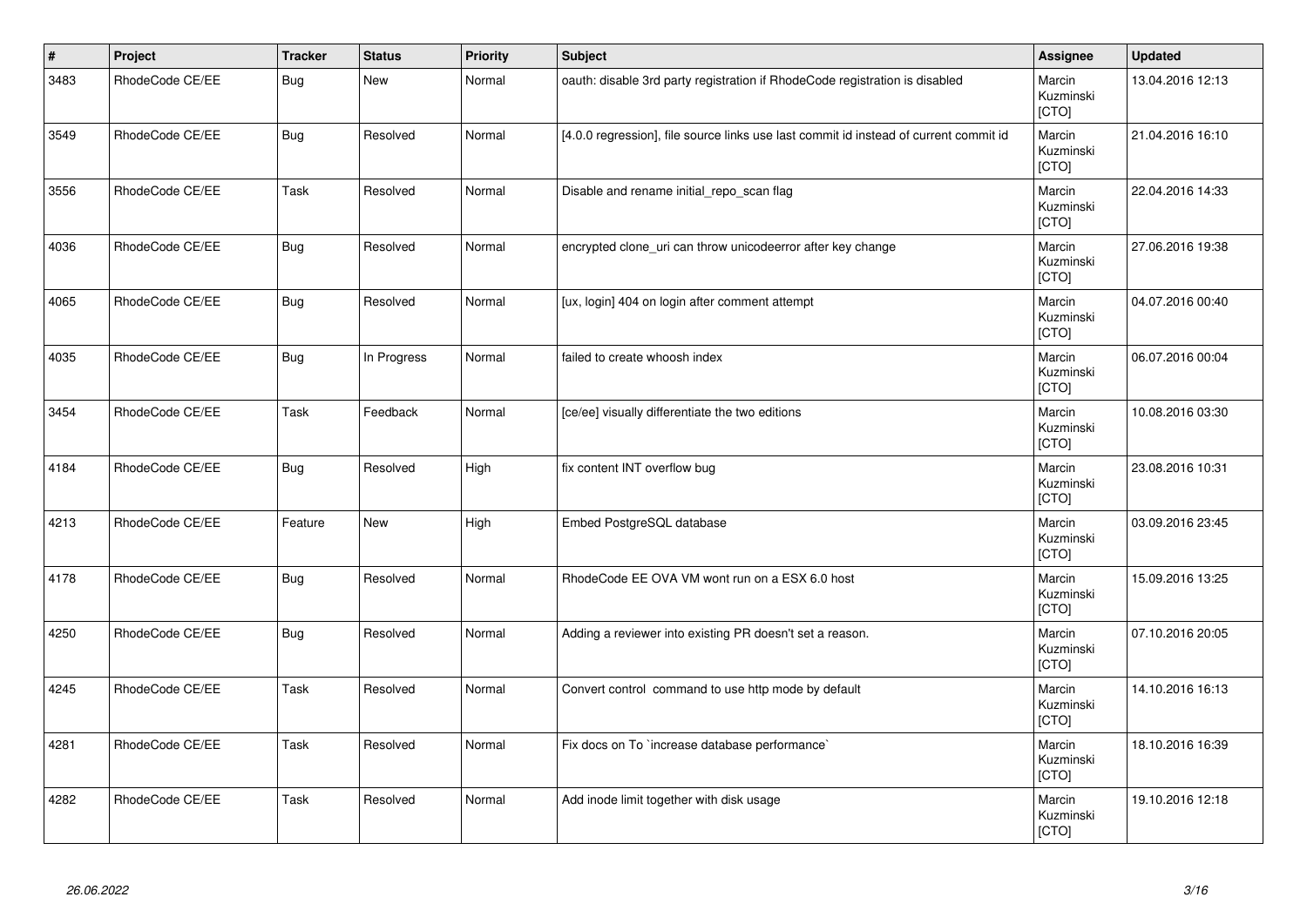| # | Project | Tracker | Status | Priority | Subject | Assignee | Updated |
|---|---|---|---|---|---|---|---|
| 3483 | RhodeCode CE/EE | Bug | New | Normal | oauth: disable 3rd party registration if RhodeCode registration is disabled | Marcin Kuzminski [CTO] | 13.04.2016 12:13 |
| 3549 | RhodeCode CE/EE | Bug | Resolved | Normal | [4.0.0 regression], file source links use last commit id instead of current commit id | Marcin Kuzminski [CTO] | 21.04.2016 16:10 |
| 3556 | RhodeCode CE/EE | Task | Resolved | Normal | Disable and rename initial_repo_scan flag | Marcin Kuzminski [CTO] | 22.04.2016 14:33 |
| 4036 | RhodeCode CE/EE | Bug | Resolved | Normal | encrypted clone_uri can throw unicodeerror after key change | Marcin Kuzminski [CTO] | 27.06.2016 19:38 |
| 4065 | RhodeCode CE/EE | Bug | Resolved | Normal | [ux, login] 404 on login after comment attempt | Marcin Kuzminski [CTO] | 04.07.2016 00:40 |
| 4035 | RhodeCode CE/EE | Bug | In Progress | Normal | failed to create whoosh index | Marcin Kuzminski [CTO] | 06.07.2016 00:04 |
| 3454 | RhodeCode CE/EE | Task | Feedback | Normal | [ce/ee] visually differentiate the two editions | Marcin Kuzminski [CTO] | 10.08.2016 03:30 |
| 4184 | RhodeCode CE/EE | Bug | Resolved | High | fix content INT overflow bug | Marcin Kuzminski [CTO] | 23.08.2016 10:31 |
| 4213 | RhodeCode CE/EE | Feature | New | High | Embed PostgreSQL database | Marcin Kuzminski [CTO] | 03.09.2016 23:45 |
| 4178 | RhodeCode CE/EE | Bug | Resolved | Normal | RhodeCode EE OVA VM wont run on a ESX 6.0 host | Marcin Kuzminski [CTO] | 15.09.2016 13:25 |
| 4250 | RhodeCode CE/EE | Bug | Resolved | Normal | Adding a reviewer into existing PR doesn't set a reason. | Marcin Kuzminski [CTO] | 07.10.2016 20:05 |
| 4245 | RhodeCode CE/EE | Task | Resolved | Normal | Convert control command to use http mode by default | Marcin Kuzminski [CTO] | 14.10.2016 16:13 |
| 4281 | RhodeCode CE/EE | Task | Resolved | Normal | Fix docs on To `increase database performance` | Marcin Kuzminski [CTO] | 18.10.2016 16:39 |
| 4282 | RhodeCode CE/EE | Task | Resolved | Normal | Add inode limit together with disk usage | Marcin Kuzminski [CTO] | 19.10.2016 12:18 |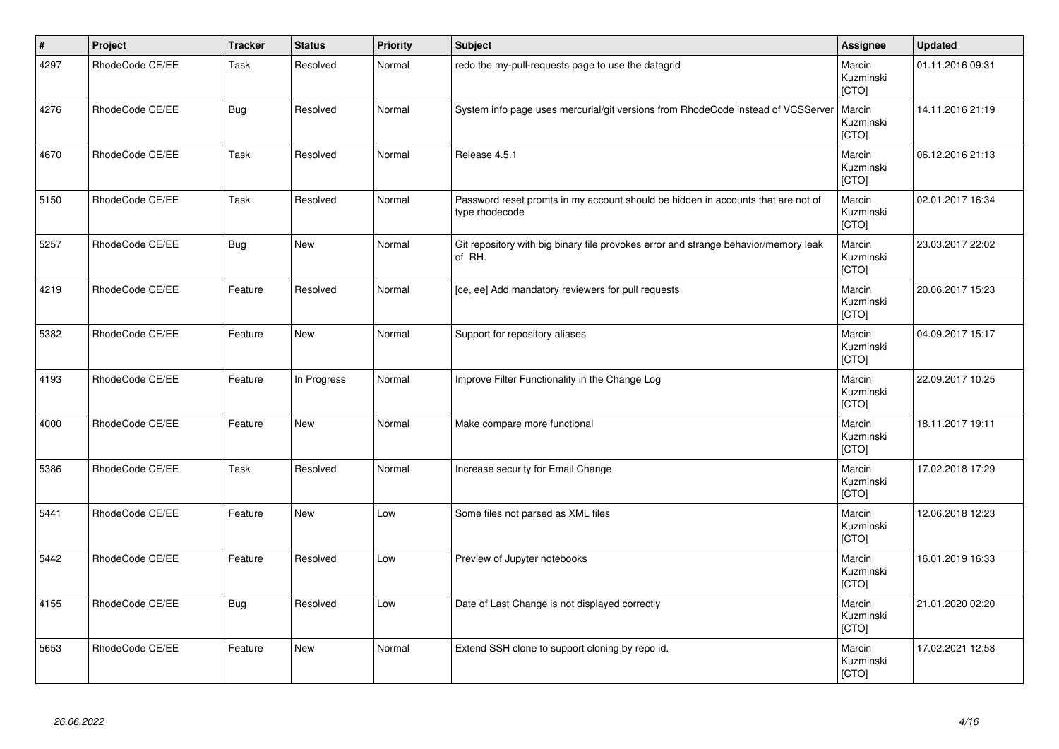| # | Project | Tracker | Status | Priority | Subject | Assignee | Updated |
|---|---|---|---|---|---|---|---|
| 4297 | RhodeCode CE/EE | Task | Resolved | Normal | redo the my-pull-requests page to use the datagrid | Marcin Kuzminski [CTO] | 01.11.2016 09:31 |
| 4276 | RhodeCode CE/EE | Bug | Resolved | Normal | System info page uses mercurial/git versions from RhodeCode instead of VCSServer | Marcin Kuzminski [CTO] | 14.11.2016 21:19 |
| 4670 | RhodeCode CE/EE | Task | Resolved | Normal | Release 4.5.1 | Marcin Kuzminski [CTO] | 06.12.2016 21:13 |
| 5150 | RhodeCode CE/EE | Task | Resolved | Normal | Password reset promts in my account should be hidden in accounts that are not of type rhodecode | Marcin Kuzminski [CTO] | 02.01.2017 16:34 |
| 5257 | RhodeCode CE/EE | Bug | New | Normal | Git repository with big binary file provokes error and strange behavior/memory leak of RH. | Marcin Kuzminski [CTO] | 23.03.2017 22:02 |
| 4219 | RhodeCode CE/EE | Feature | Resolved | Normal | [ce, ee] Add mandatory reviewers for pull requests | Marcin Kuzminski [CTO] | 20.06.2017 15:23 |
| 5382 | RhodeCode CE/EE | Feature | New | Normal | Support for repository aliases | Marcin Kuzminski [CTO] | 04.09.2017 15:17 |
| 4193 | RhodeCode CE/EE | Feature | In Progress | Normal | Improve Filter Functionality in the Change Log | Marcin Kuzminski [CTO] | 22.09.2017 10:25 |
| 4000 | RhodeCode CE/EE | Feature | New | Normal | Make compare more functional | Marcin Kuzminski [CTO] | 18.11.2017 19:11 |
| 5386 | RhodeCode CE/EE | Task | Resolved | Normal | Increase security for Email Change | Marcin Kuzminski [CTO] | 17.02.2018 17:29 |
| 5441 | RhodeCode CE/EE | Feature | New | Low | Some files not parsed as XML files | Marcin Kuzminski [CTO] | 12.06.2018 12:23 |
| 5442 | RhodeCode CE/EE | Feature | Resolved | Low | Preview of Jupyter notebooks | Marcin Kuzminski [CTO] | 16.01.2019 16:33 |
| 4155 | RhodeCode CE/EE | Bug | Resolved | Low | Date of Last Change is not displayed correctly | Marcin Kuzminski [CTO] | 21.01.2020 02:20 |
| 5653 | RhodeCode CE/EE | Feature | New | Normal | Extend SSH clone to support cloning by repo id. | Marcin Kuzminski [CTO] | 17.02.2021 12:58 |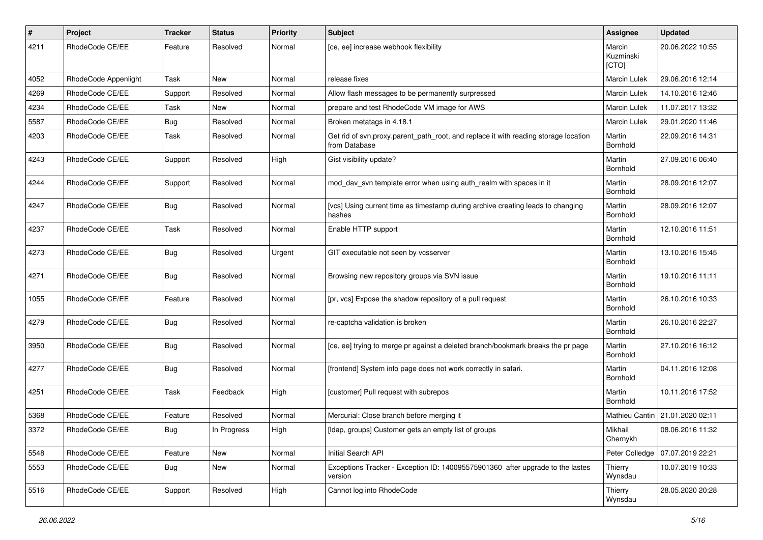| # | Project | Tracker | Status | Priority | Subject | Assignee | Updated |
|---|---|---|---|---|---|---|---|
| 4211 | RhodeCode CE/EE | Feature | Resolved | Normal | [ce, ee] increase webhook flexibility | Marcin Kuzminski [CTO] | 20.06.2022 10:55 |
| 4052 | RhodeCode Appenlight | Task | New | Normal | release fixes | Marcin Lulek | 29.06.2016 12:14 |
| 4269 | RhodeCode CE/EE | Support | Resolved | Normal | Allow flash messages to be permanently surpressed | Marcin Lulek | 14.10.2016 12:46 |
| 4234 | RhodeCode CE/EE | Task | New | Normal | prepare and test RhodeCode VM image for AWS | Marcin Lulek | 11.07.2017 13:32 |
| 5587 | RhodeCode CE/EE | Bug | Resolved | Normal | Broken metatags in 4.18.1 | Marcin Lulek | 29.01.2020 11:46 |
| 4203 | RhodeCode CE/EE | Task | Resolved | Normal | Get rid of svn.proxy.parent_path_root, and replace it with reading storage location from Database | Martin Bornhold | 22.09.2016 14:31 |
| 4243 | RhodeCode CE/EE | Support | Resolved | High | Gist visibility update? | Martin Bornhold | 27.09.2016 06:40 |
| 4244 | RhodeCode CE/EE | Support | Resolved | Normal | mod_dav_svn template error when using auth_realm with spaces in it | Martin Bornhold | 28.09.2016 12:07 |
| 4247 | RhodeCode CE/EE | Bug | Resolved | Normal | [vcs] Using current time as timestamp during archive creating leads to changing hashes | Martin Bornhold | 28.09.2016 12:07 |
| 4237 | RhodeCode CE/EE | Task | Resolved | Normal | Enable HTTP support | Martin Bornhold | 12.10.2016 11:51 |
| 4273 | RhodeCode CE/EE | Bug | Resolved | Urgent | GIT executable not seen by vcsserver | Martin Bornhold | 13.10.2016 15:45 |
| 4271 | RhodeCode CE/EE | Bug | Resolved | Normal | Browsing new repository groups via SVN issue | Martin Bornhold | 19.10.2016 11:11 |
| 1055 | RhodeCode CE/EE | Feature | Resolved | Normal | [pr, vcs] Expose the shadow repository of a pull request | Martin Bornhold | 26.10.2016 10:33 |
| 4279 | RhodeCode CE/EE | Bug | Resolved | Normal | re-captcha validation is broken | Martin Bornhold | 26.10.2016 22:27 |
| 3950 | RhodeCode CE/EE | Bug | Resolved | Normal | [ce, ee] trying to merge pr against a deleted branch/bookmark breaks the pr page | Martin Bornhold | 27.10.2016 16:12 |
| 4277 | RhodeCode CE/EE | Bug | Resolved | Normal | [frontend] System info page does not work correctly in safari. | Martin Bornhold | 04.11.2016 12:08 |
| 4251 | RhodeCode CE/EE | Task | Feedback | High | [customer] Pull request with subrepos | Martin Bornhold | 10.11.2016 17:52 |
| 5368 | RhodeCode CE/EE | Feature | Resolved | Normal | Mercurial: Close branch before merging it | Mathieu Cantin | 21.01.2020 02:11 |
| 3372 | RhodeCode CE/EE | Bug | In Progress | High | [ldap, groups] Customer gets an empty list of groups | Mikhail Chernykh | 08.06.2016 11:32 |
| 5548 | RhodeCode CE/EE | Feature | New | Normal | Initial Search API | Peter Colledge | 07.07.2019 22:21 |
| 5553 | RhodeCode CE/EE | Bug | New | Normal | Exceptions Tracker - Exception ID: 140095575901360 after upgrade to the lastes version | Thierry Wynsdau | 10.07.2019 10:33 |
| 5516 | RhodeCode CE/EE | Support | Resolved | High | Cannot log into RhodeCode | Thierry Wynsdau | 28.05.2020 20:28 |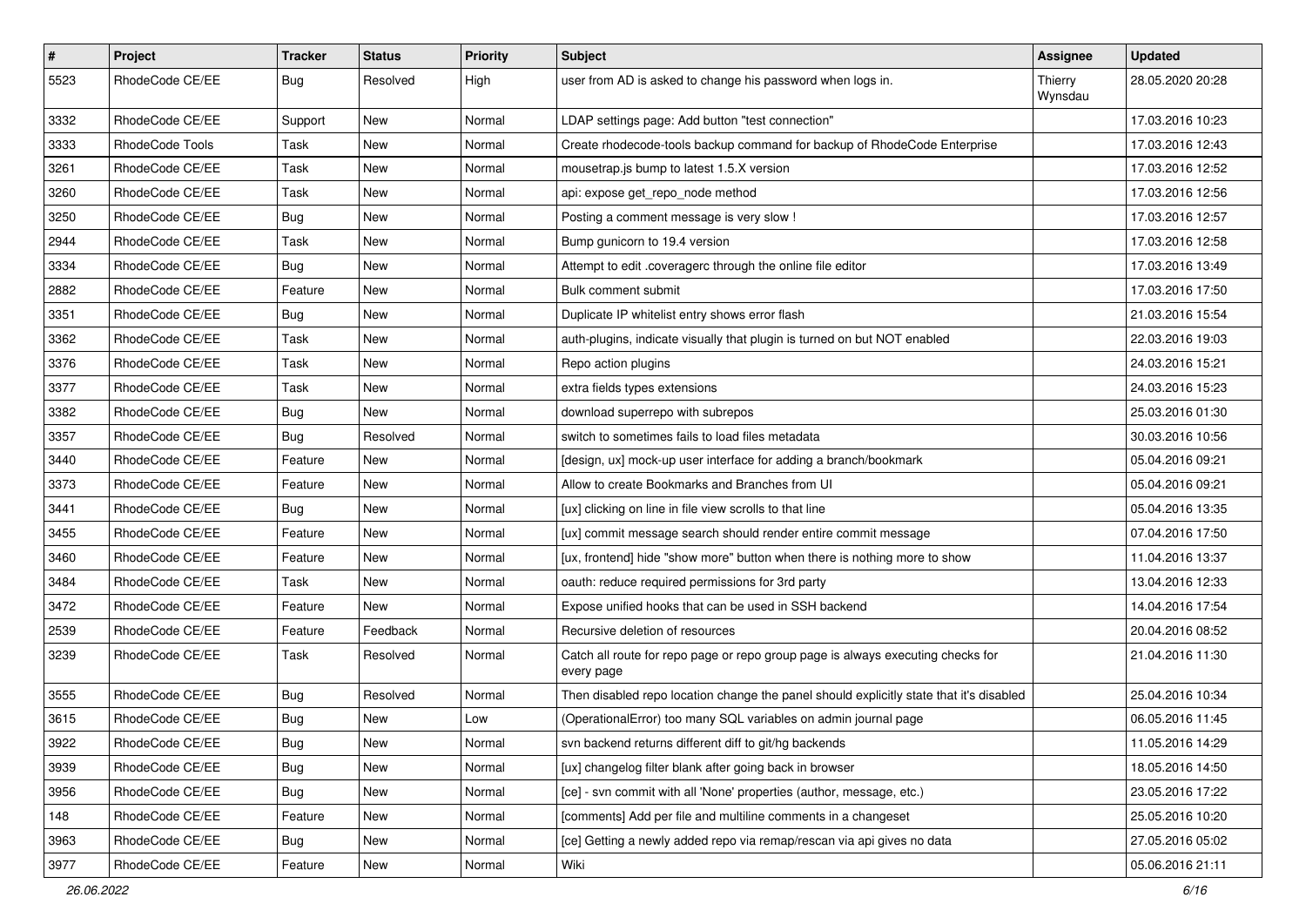| # | Project | Tracker | Status | Priority | Subject | Assignee | Updated |
|---|---|---|---|---|---|---|---|
| 5523 | RhodeCode CE/EE | Bug | Resolved | High | user from AD is asked to change his password when logs in. | Thierry Wynsdau | 28.05.2020 20:28 |
| 3332 | RhodeCode CE/EE | Support | New | Normal | LDAP settings page: Add button "test connection" | | 17.03.2016 10:23 |
| 3333 | RhodeCode Tools | Task | New | Normal | Create rhodecode-tools backup command for backup of RhodeCode Enterprise | | 17.03.2016 12:43 |
| 3261 | RhodeCode CE/EE | Task | New | Normal | mousetrap.js bump to latest 1.5.X version | | 17.03.2016 12:52 |
| 3260 | RhodeCode CE/EE | Task | New | Normal | api: expose get_repo_node method | | 17.03.2016 12:56 |
| 3250 | RhodeCode CE/EE | Bug | New | Normal | Posting a comment message is very slow ! | | 17.03.2016 12:57 |
| 2944 | RhodeCode CE/EE | Task | New | Normal | Bump gunicorn to 19.4 version | | 17.03.2016 12:58 |
| 3334 | RhodeCode CE/EE | Bug | New | Normal | Attempt to edit .coveragerc through the online file editor | | 17.03.2016 13:49 |
| 2882 | RhodeCode CE/EE | Feature | New | Normal | Bulk comment submit | | 17.03.2016 17:50 |
| 3351 | RhodeCode CE/EE | Bug | New | Normal | Duplicate IP whitelist entry shows error flash | | 21.03.2016 15:54 |
| 3362 | RhodeCode CE/EE | Task | New | Normal | auth-plugins, indicate visually that plugin is turned on but NOT enabled | | 22.03.2016 19:03 |
| 3376 | RhodeCode CE/EE | Task | New | Normal | Repo action plugins | | 24.03.2016 15:21 |
| 3377 | RhodeCode CE/EE | Task | New | Normal | extra fields types extensions | | 24.03.2016 15:23 |
| 3382 | RhodeCode CE/EE | Bug | New | Normal | download superrepo with subrepos | | 25.03.2016 01:30 |
| 3357 | RhodeCode CE/EE | Bug | Resolved | Normal | switch to sometimes fails to load files metadata | | 30.03.2016 10:56 |
| 3440 | RhodeCode CE/EE | Feature | New | Normal | [design, ux] mock-up user interface for adding a branch/bookmark | | 05.04.2016 09:21 |
| 3373 | RhodeCode CE/EE | Feature | New | Normal | Allow to create Bookmarks and Branches from UI | | 05.04.2016 09:21 |
| 3441 | RhodeCode CE/EE | Bug | New | Normal | [ux] clicking on line in file view scrolls to that line | | 05.04.2016 13:35 |
| 3455 | RhodeCode CE/EE | Feature | New | Normal | [ux] commit message search should render entire commit message | | 07.04.2016 17:50 |
| 3460 | RhodeCode CE/EE | Feature | New | Normal | [ux, frontend] hide "show more" button when there is nothing more to show | | 11.04.2016 13:37 |
| 3484 | RhodeCode CE/EE | Task | New | Normal | oauth: reduce required permissions for 3rd party | | 13.04.2016 12:33 |
| 3472 | RhodeCode CE/EE | Feature | New | Normal | Expose unified hooks that can be used in SSH backend | | 14.04.2016 17:54 |
| 2539 | RhodeCode CE/EE | Feature | Feedback | Normal | Recursive deletion of resources | | 20.04.2016 08:52 |
| 3239 | RhodeCode CE/EE | Task | Resolved | Normal | Catch all route for repo page or repo group page is always executing checks for every page | | 21.04.2016 11:30 |
| 3555 | RhodeCode CE/EE | Bug | Resolved | Normal | Then disabled repo location change the panel should explicitly state that it's disabled | | 25.04.2016 10:34 |
| 3615 | RhodeCode CE/EE | Bug | New | Low | (OperationalError) too many SQL variables on admin journal page | | 06.05.2016 11:45 |
| 3922 | RhodeCode CE/EE | Bug | New | Normal | svn backend returns different diff to git/hg backends | | 11.05.2016 14:29 |
| 3939 | RhodeCode CE/EE | Bug | New | Normal | [ux] changelog filter blank after going back in browser | | 18.05.2016 14:50 |
| 3956 | RhodeCode CE/EE | Bug | New | Normal | [ce] - svn commit with all 'None' properties (author, message, etc.) | | 23.05.2016 17:22 |
| 148 | RhodeCode CE/EE | Feature | New | Normal | [comments] Add per file and multiline comments in a changeset | | 25.05.2016 10:20 |
| 3963 | RhodeCode CE/EE | Bug | New | Normal | [ce] Getting a newly added repo via remap/rescan via api gives no data | | 27.05.2016 05:02 |
| 3977 | RhodeCode CE/EE | Feature | New | Normal | Wiki | | 05.06.2016 21:11 |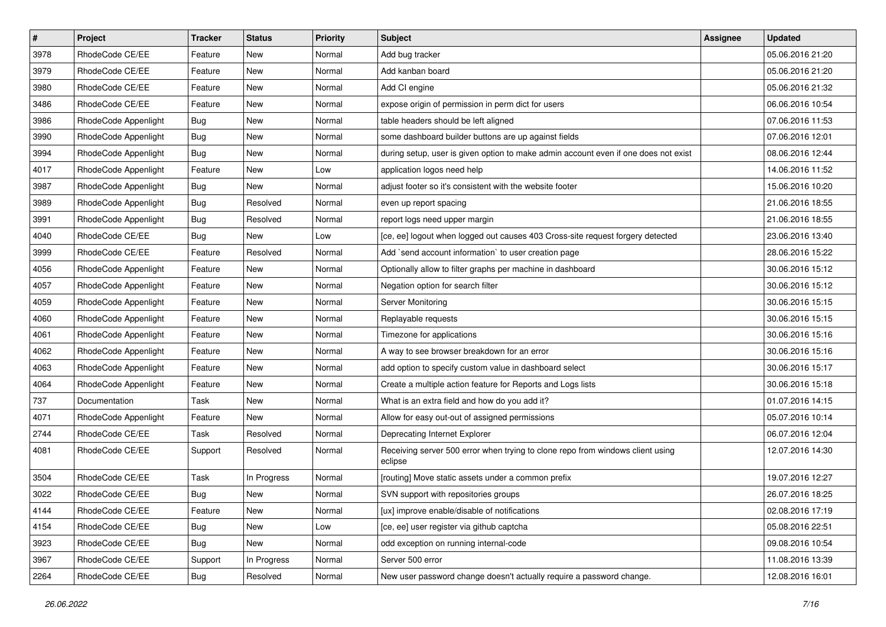| # | Project | Tracker | Status | Priority | Subject | Assignee | Updated |
| --- | --- | --- | --- | --- | --- | --- | --- |
| 3978 | RhodeCode CE/EE | Feature | New | Normal | Add bug tracker | | 05.06.2016 21:20 |
| 3979 | RhodeCode CE/EE | Feature | New | Normal | Add kanban board | | 05.06.2016 21:20 |
| 3980 | RhodeCode CE/EE | Feature | New | Normal | Add CI engine | | 05.06.2016 21:32 |
| 3486 | RhodeCode CE/EE | Feature | New | Normal | expose origin of permission in perm dict for users | | 06.06.2016 10:54 |
| 3986 | RhodeCode Appenlight | Bug | New | Normal | table headers should be left aligned | | 07.06.2016 11:53 |
| 3990 | RhodeCode Appenlight | Bug | New | Normal | some dashboard builder buttons are up against fields | | 07.06.2016 12:01 |
| 3994 | RhodeCode Appenlight | Bug | New | Normal | during setup, user is given option to make admin account even if one does not exist | | 08.06.2016 12:44 |
| 4017 | RhodeCode Appenlight | Feature | New | Low | application logos need help | | 14.06.2016 11:52 |
| 3987 | RhodeCode Appenlight | Bug | New | Normal | adjust footer so it's consistent with the website footer | | 15.06.2016 10:20 |
| 3989 | RhodeCode Appenlight | Bug | Resolved | Normal | even up report spacing | | 21.06.2016 18:55 |
| 3991 | RhodeCode Appenlight | Bug | Resolved | Normal | report logs need upper margin | | 21.06.2016 18:55 |
| 4040 | RhodeCode CE/EE | Bug | New | Low | [ce, ee] logout when logged out causes 403 Cross-site request forgery detected | | 23.06.2016 13:40 |
| 3999 | RhodeCode CE/EE | Feature | Resolved | Normal | Add `send account information` to user creation page | | 28.06.2016 15:22 |
| 4056 | RhodeCode Appenlight | Feature | New | Normal | Optionally allow to filter graphs per machine in dashboard | | 30.06.2016 15:12 |
| 4057 | RhodeCode Appenlight | Feature | New | Normal | Negation option for search filter | | 30.06.2016 15:12 |
| 4059 | RhodeCode Appenlight | Feature | New | Normal | Server Monitoring | | 30.06.2016 15:15 |
| 4060 | RhodeCode Appenlight | Feature | New | Normal | Replayable requests | | 30.06.2016 15:15 |
| 4061 | RhodeCode Appenlight | Feature | New | Normal | Timezone for applications | | 30.06.2016 15:16 |
| 4062 | RhodeCode Appenlight | Feature | New | Normal | A way to see browser breakdown for an error | | 30.06.2016 15:16 |
| 4063 | RhodeCode Appenlight | Feature | New | Normal | add option to specify custom value in dashboard select | | 30.06.2016 15:17 |
| 4064 | RhodeCode Appenlight | Feature | New | Normal | Create a multiple action feature for Reports and Logs lists | | 30.06.2016 15:18 |
| 737 | Documentation | Task | New | Normal | What is an extra field and how do you add it? | | 01.07.2016 14:15 |
| 4071 | RhodeCode Appenlight | Feature | New | Normal | Allow for easy out-out of assigned permissions | | 05.07.2016 10:14 |
| 2744 | RhodeCode CE/EE | Task | Resolved | Normal | Deprecating Internet Explorer | | 06.07.2016 12:04 |
| 4081 | RhodeCode CE/EE | Support | Resolved | Normal | Receiving server 500 error when trying to clone repo from windows client using eclipse | | 12.07.2016 14:30 |
| 3504 | RhodeCode CE/EE | Task | In Progress | Normal | [routing] Move static assets under a common prefix | | 19.07.2016 12:27 |
| 3022 | RhodeCode CE/EE | Bug | New | Normal | SVN support with repositories groups | | 26.07.2016 18:25 |
| 4144 | RhodeCode CE/EE | Feature | New | Normal | [ux] improve enable/disable of notifications | | 02.08.2016 17:19 |
| 4154 | RhodeCode CE/EE | Bug | New | Low | [ce, ee] user register via github captcha | | 05.08.2016 22:51 |
| 3923 | RhodeCode CE/EE | Bug | New | Normal | odd exception on running internal-code | | 09.08.2016 10:54 |
| 3967 | RhodeCode CE/EE | Support | In Progress | Normal | Server 500 error | | 11.08.2016 13:39 |
| 2264 | RhodeCode CE/EE | Bug | Resolved | Normal | New user password change doesn't actually require a password change. | | 12.08.2016 16:01 |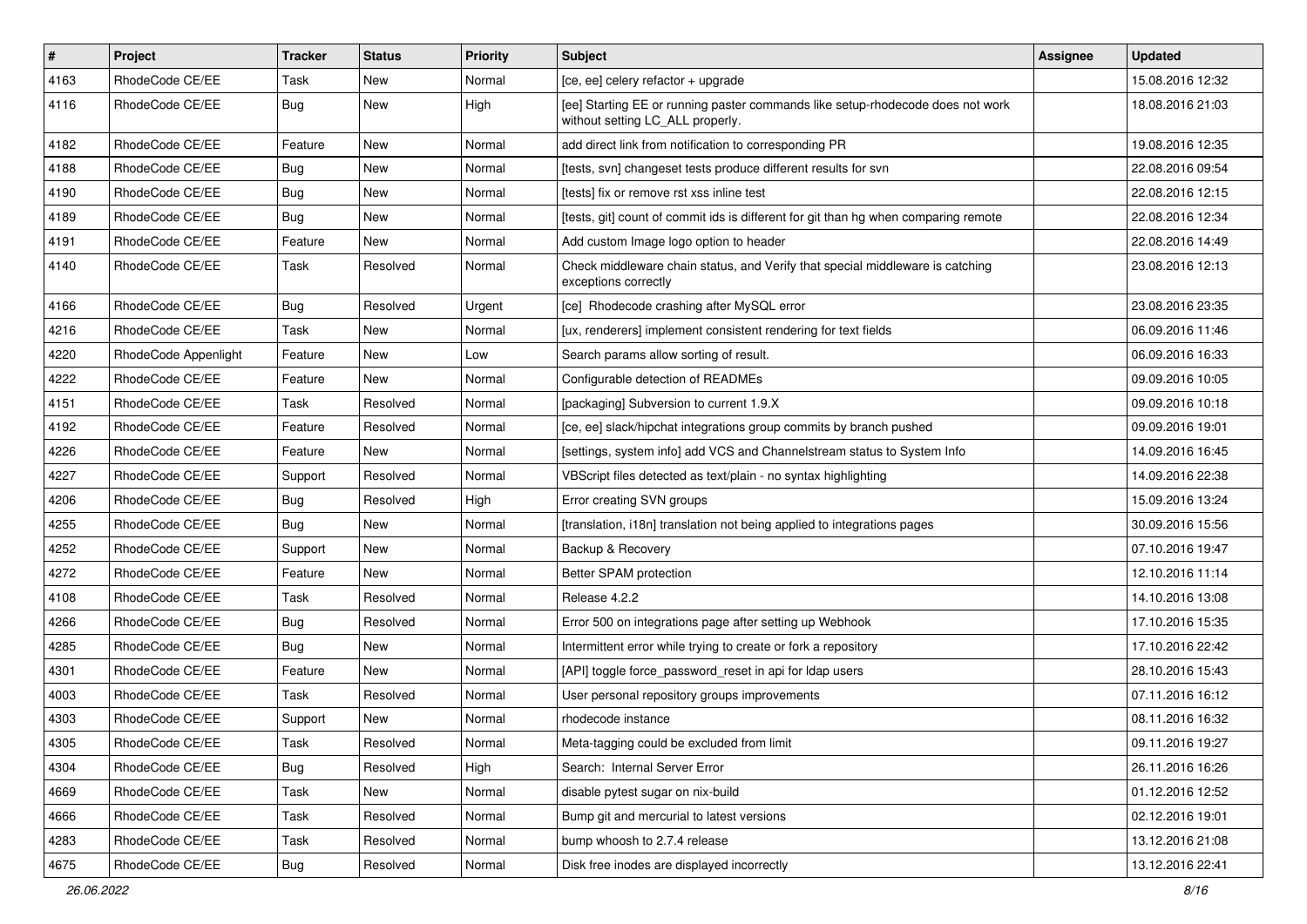| # | Project | Tracker | Status | Priority | Subject | Assignee | Updated |
|---|---|---|---|---|---|---|---|
| 4163 | RhodeCode CE/EE | Task | New | Normal | [ce, ee] celery refactor + upgrade | | 15.08.2016 12:32 |
| 4116 | RhodeCode CE/EE | Bug | New | High | [ee] Starting EE or running paster commands like setup-rhodecode does not work without setting LC_ALL properly. | | 18.08.2016 21:03 |
| 4182 | RhodeCode CE/EE | Feature | New | Normal | add direct link from notification to corresponding PR | | 19.08.2016 12:35 |
| 4188 | RhodeCode CE/EE | Bug | New | Normal | [tests, svn] changeset tests produce different results for svn | | 22.08.2016 09:54 |
| 4190 | RhodeCode CE/EE | Bug | New | Normal | [tests] fix or remove rst xss inline test | | 22.08.2016 12:15 |
| 4189 | RhodeCode CE/EE | Bug | New | Normal | [tests, git] count of commit ids is different for git than hg when comparing remote | | 22.08.2016 12:34 |
| 4191 | RhodeCode CE/EE | Feature | New | Normal | Add custom Image logo option to header | | 22.08.2016 14:49 |
| 4140 | RhodeCode CE/EE | Task | Resolved | Normal | Check middleware chain status, and Verify that special middleware is catching exceptions correctly | | 23.08.2016 12:13 |
| 4166 | RhodeCode CE/EE | Bug | Resolved | Urgent | [ce] Rhodecode crashing after MySQL error | | 23.08.2016 23:35 |
| 4216 | RhodeCode CE/EE | Task | New | Normal | [ux, renderers] implement consistent rendering for text fields | | 06.09.2016 11:46 |
| 4220 | RhodeCode Appenlight | Feature | New | Low | Search params allow sorting of result. | | 06.09.2016 16:33 |
| 4222 | RhodeCode CE/EE | Feature | New | Normal | Configurable detection of READMEs | | 09.09.2016 10:05 |
| 4151 | RhodeCode CE/EE | Task | Resolved | Normal | [packaging] Subversion to current 1.9.X | | 09.09.2016 10:18 |
| 4192 | RhodeCode CE/EE | Feature | Resolved | Normal | [ce, ee] slack/hipchat integrations group commits by branch pushed | | 09.09.2016 19:01 |
| 4226 | RhodeCode CE/EE | Feature | New | Normal | [settings, system info] add VCS and Channelstream status to System Info | | 14.09.2016 16:45 |
| 4227 | RhodeCode CE/EE | Support | Resolved | Normal | VBScript files detected as text/plain - no syntax highlighting | | 14.09.2016 22:38 |
| 4206 | RhodeCode CE/EE | Bug | Resolved | High | Error creating SVN groups | | 15.09.2016 13:24 |
| 4255 | RhodeCode CE/EE | Bug | New | Normal | [translation, i18n] translation not being applied to integrations pages | | 30.09.2016 15:56 |
| 4252 | RhodeCode CE/EE | Support | New | Normal | Backup & Recovery | | 07.10.2016 19:47 |
| 4272 | RhodeCode CE/EE | Feature | New | Normal | Better SPAM protection | | 12.10.2016 11:14 |
| 4108 | RhodeCode CE/EE | Task | Resolved | Normal | Release 4.2.2 | | 14.10.2016 13:08 |
| 4266 | RhodeCode CE/EE | Bug | Resolved | Normal | Error 500 on integrations page after setting up Webhook | | 17.10.2016 15:35 |
| 4285 | RhodeCode CE/EE | Bug | New | Normal | Intermittent error while trying to create or fork a repository | | 17.10.2016 22:42 |
| 4301 | RhodeCode CE/EE | Feature | New | Normal | [API] toggle force_password_reset in api for ldap users | | 28.10.2016 15:43 |
| 4003 | RhodeCode CE/EE | Task | Resolved | Normal | User personal repository groups improvements | | 07.11.2016 16:12 |
| 4303 | RhodeCode CE/EE | Support | New | Normal | rhodecode instance | | 08.11.2016 16:32 |
| 4305 | RhodeCode CE/EE | Task | Resolved | Normal | Meta-tagging could be excluded from limit | | 09.11.2016 19:27 |
| 4304 | RhodeCode CE/EE | Bug | Resolved | High | Search: Internal Server Error | | 26.11.2016 16:26 |
| 4669 | RhodeCode CE/EE | Task | New | Normal | disable pytest sugar on nix-build | | 01.12.2016 12:52 |
| 4666 | RhodeCode CE/EE | Task | Resolved | Normal | Bump git and mercurial to latest versions | | 02.12.2016 19:01 |
| 4283 | RhodeCode CE/EE | Task | Resolved | Normal | bump whoosh to 2.7.4 release | | 13.12.2016 21:08 |
| 4675 | RhodeCode CE/EE | Bug | Resolved | Normal | Disk free inodes are displayed incorrectly | | 13.12.2016 22:41 |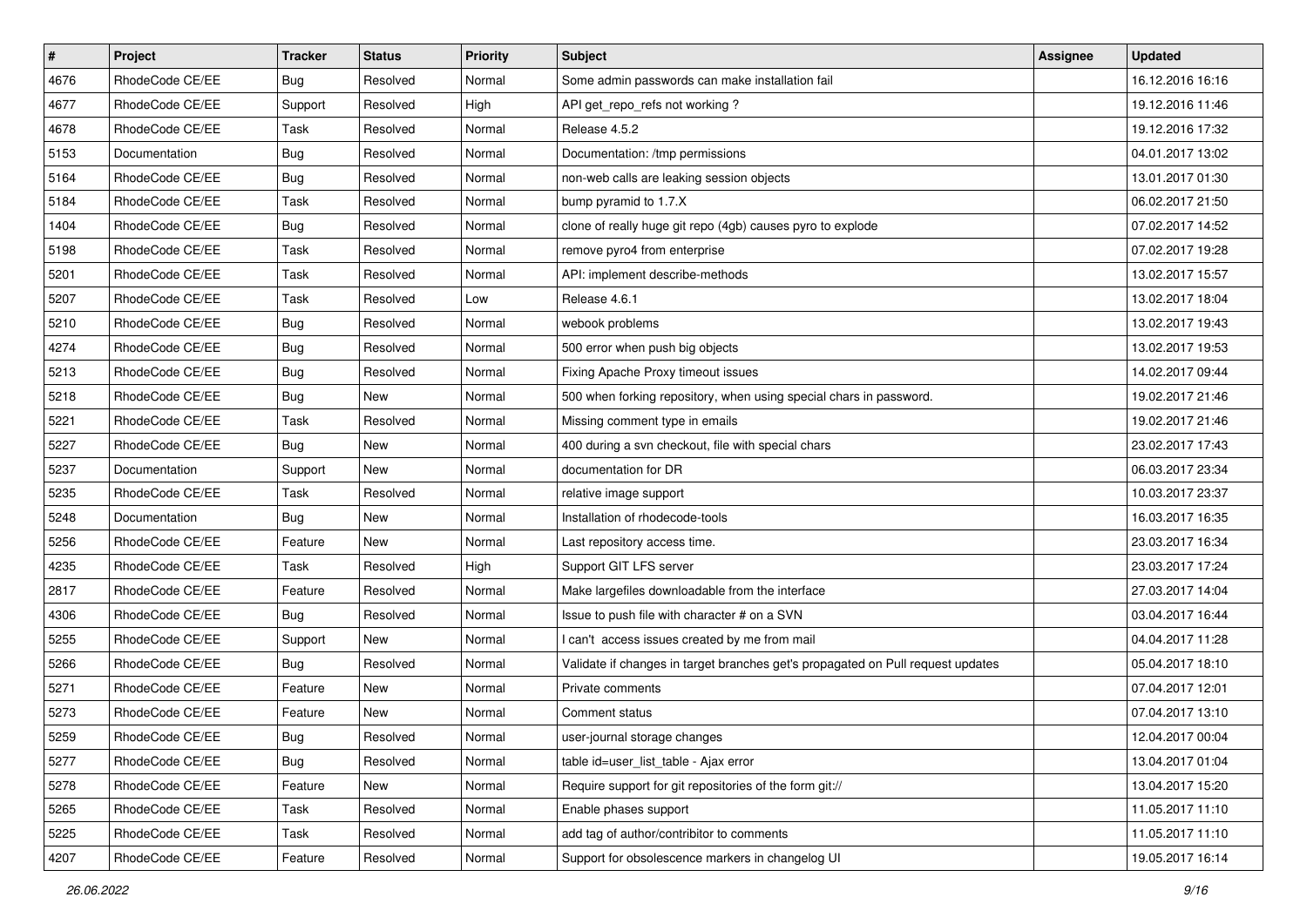| # | Project | Tracker | Status | Priority | Subject | Assignee | Updated |
|---|---|---|---|---|---|---|---|
| 4676 | RhodeCode CE/EE | Bug | Resolved | Normal | Some admin passwords can make installation fail | | 16.12.2016 16:16 |
| 4677 | RhodeCode CE/EE | Support | Resolved | High | API get_repo_refs not working ? | | 19.12.2016 11:46 |
| 4678 | RhodeCode CE/EE | Task | Resolved | Normal | Release 4.5.2 | | 19.12.2016 17:32 |
| 5153 | Documentation | Bug | Resolved | Normal | Documentation: /tmp permissions | | 04.01.2017 13:02 |
| 5164 | RhodeCode CE/EE | Bug | Resolved | Normal | non-web calls are leaking session objects | | 13.01.2017 01:30 |
| 5184 | RhodeCode CE/EE | Task | Resolved | Normal | bump pyramid to 1.7.X | | 06.02.2017 21:50 |
| 1404 | RhodeCode CE/EE | Bug | Resolved | Normal | clone of really huge git repo (4gb) causes pyro to explode | | 07.02.2017 14:52 |
| 5198 | RhodeCode CE/EE | Task | Resolved | Normal | remove pyro4 from enterprise | | 07.02.2017 19:28 |
| 5201 | RhodeCode CE/EE | Task | Resolved | Normal | API: implement describe-methods | | 13.02.2017 15:57 |
| 5207 | RhodeCode CE/EE | Task | Resolved | Low | Release 4.6.1 | | 13.02.2017 18:04 |
| 5210 | RhodeCode CE/EE | Bug | Resolved | Normal | webook problems | | 13.02.2017 19:43 |
| 4274 | RhodeCode CE/EE | Bug | Resolved | Normal | 500 error when push big objects | | 13.02.2017 19:53 |
| 5213 | RhodeCode CE/EE | Bug | Resolved | Normal | Fixing Apache Proxy timeout issues | | 14.02.2017 09:44 |
| 5218 | RhodeCode CE/EE | Bug | New | Normal | 500 when forking repository, when using special chars in password. | | 19.02.2017 21:46 |
| 5221 | RhodeCode CE/EE | Task | Resolved | Normal | Missing comment type in emails | | 19.02.2017 21:46 |
| 5227 | RhodeCode CE/EE | Bug | New | Normal | 400 during a svn checkout, file with special chars | | 23.02.2017 17:43 |
| 5237 | Documentation | Support | New | Normal | documentation for DR | | 06.03.2017 23:34 |
| 5235 | RhodeCode CE/EE | Task | Resolved | Normal | relative image support | | 10.03.2017 23:37 |
| 5248 | Documentation | Bug | New | Normal | Installation of rhodecode-tools | | 16.03.2017 16:35 |
| 5256 | RhodeCode CE/EE | Feature | New | Normal | Last repository access time. | | 23.03.2017 16:34 |
| 4235 | RhodeCode CE/EE | Task | Resolved | High | Support GIT LFS server | | 23.03.2017 17:24 |
| 2817 | RhodeCode CE/EE | Feature | Resolved | Normal | Make largefiles downloadable from the interface | | 27.03.2017 14:04 |
| 4306 | RhodeCode CE/EE | Bug | Resolved | Normal | Issue to push file with character # on a SVN | | 03.04.2017 16:44 |
| 5255 | RhodeCode CE/EE | Support | New | Normal | I can't access issues created by me from mail | | 04.04.2017 11:28 |
| 5266 | RhodeCode CE/EE | Bug | Resolved | Normal | Validate if changes in target branches get's propagated on Pull request updates | | 05.04.2017 18:10 |
| 5271 | RhodeCode CE/EE | Feature | New | Normal | Private comments | | 07.04.2017 12:01 |
| 5273 | RhodeCode CE/EE | Feature | New | Normal | Comment status | | 07.04.2017 13:10 |
| 5259 | RhodeCode CE/EE | Bug | Resolved | Normal | user-journal storage changes | | 12.04.2017 00:04 |
| 5277 | RhodeCode CE/EE | Bug | Resolved | Normal | table id=user_list_table - Ajax error | | 13.04.2017 01:04 |
| 5278 | RhodeCode CE/EE | Feature | New | Normal | Require support for git repositories of the form git:// | | 13.04.2017 15:20 |
| 5265 | RhodeCode CE/EE | Task | Resolved | Normal | Enable phases support | | 11.05.2017 11:10 |
| 5225 | RhodeCode CE/EE | Task | Resolved | Normal | add tag of author/contribitor to comments | | 11.05.2017 11:10 |
| 4207 | RhodeCode CE/EE | Feature | Resolved | Normal | Support for obsolescence markers in changelog UI | | 19.05.2017 16:14 |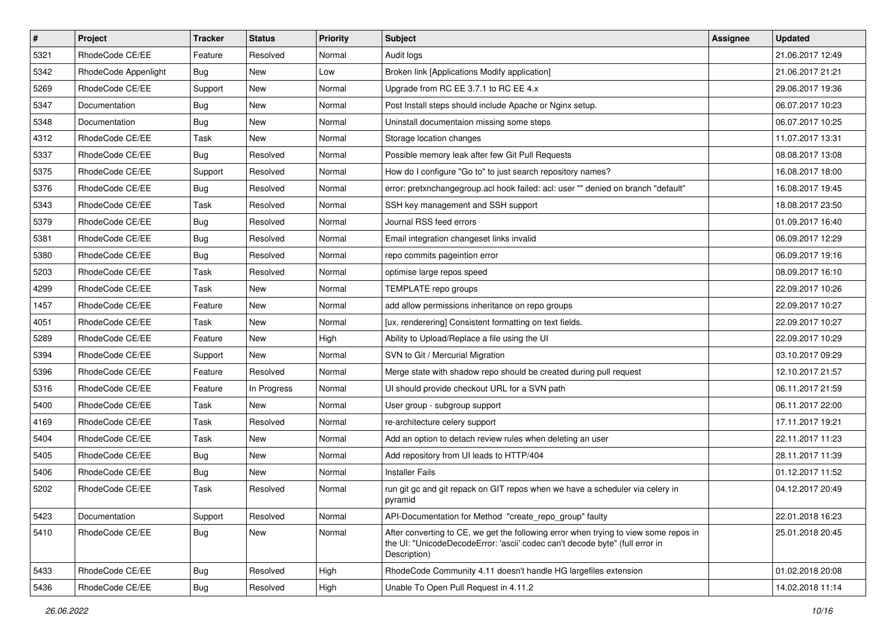| # | Project | Tracker | Status | Priority | Subject | Assignee | Updated |
| --- | --- | --- | --- | --- | --- | --- | --- |
| 5321 | RhodeCode CE/EE | Feature | Resolved | Normal | Audit logs | | 21.06.2017 12:49 |
| 5342 | RhodeCode Appenlight | Bug | New | Low | Broken link [Applications Modify application] | | 21.06.2017 21:21 |
| 5269 | RhodeCode CE/EE | Support | New | Normal | Upgrade from RC EE 3.7.1 to RC EE 4.x | | 29.06.2017 19:36 |
| 5347 | Documentation | Bug | New | Normal | Post Install steps should include Apache or Nginx setup. | | 06.07.2017 10:23 |
| 5348 | Documentation | Bug | New | Normal | Uninstall documentaion missing some steps | | 06.07.2017 10:25 |
| 4312 | RhodeCode CE/EE | Task | New | Normal | Storage location changes | | 11.07.2017 13:31 |
| 5337 | RhodeCode CE/EE | Bug | Resolved | Normal | Possible memory leak after few Git Pull Requests | | 08.08.2017 13:08 |
| 5375 | RhodeCode CE/EE | Support | Resolved | Normal | How do I configure "Go to" to just search repository names? | | 16.08.2017 18:00 |
| 5376 | RhodeCode CE/EE | Bug | Resolved | Normal | error: pretxnchangegroup.acl hook failed: acl: user "" denied on branch "default" | | 16.08.2017 19:45 |
| 5343 | RhodeCode CE/EE | Task | Resolved | Normal | SSH key management and SSH support | | 18.08.2017 23:50 |
| 5379 | RhodeCode CE/EE | Bug | Resolved | Normal | Journal RSS feed errors | | 01.09.2017 16:40 |
| 5381 | RhodeCode CE/EE | Bug | Resolved | Normal | Email integration changeset links invalid | | 06.09.2017 12:29 |
| 5380 | RhodeCode CE/EE | Bug | Resolved | Normal | repo commits pageintion error | | 06.09.2017 19:16 |
| 5203 | RhodeCode CE/EE | Task | Resolved | Normal | optimise large repos speed | | 08.09.2017 16:10 |
| 4299 | RhodeCode CE/EE | Task | New | Normal | TEMPLATE repo groups | | 22.09.2017 10:26 |
| 1457 | RhodeCode CE/EE | Feature | New | Normal | add allow permissions inheritance on repo groups | | 22.09.2017 10:27 |
| 4051 | RhodeCode CE/EE | Task | New | Normal | [ux, renderering] Consistent formatting on text fields. | | 22.09.2017 10:27 |
| 5289 | RhodeCode CE/EE | Feature | New | High | Ability to Upload/Replace a file using the UI | | 22.09.2017 10:29 |
| 5394 | RhodeCode CE/EE | Support | New | Normal | SVN to Git / Mercurial Migration | | 03.10.2017 09:29 |
| 5396 | RhodeCode CE/EE | Feature | Resolved | Normal | Merge state with shadow repo should be created during pull request | | 12.10.2017 21:57 |
| 5316 | RhodeCode CE/EE | Feature | In Progress | Normal | UI should provide checkout URL for a SVN path | | 06.11.2017 21:59 |
| 5400 | RhodeCode CE/EE | Task | New | Normal | User group - subgroup support | | 06.11.2017 22:00 |
| 4169 | RhodeCode CE/EE | Task | Resolved | Normal | re-architecture celery support | | 17.11.2017 19:21 |
| 5404 | RhodeCode CE/EE | Task | New | Normal | Add an option to detach review rules when deleting an user | | 22.11.2017 11:23 |
| 5405 | RhodeCode CE/EE | Bug | New | Normal | Add repository from UI leads to HTTP/404 | | 28.11.2017 11:39 |
| 5406 | RhodeCode CE/EE | Bug | New | Normal | Installer Fails | | 01.12.2017 11:52 |
| 5202 | RhodeCode CE/EE | Task | Resolved | Normal | run git gc and git repack on GIT repos when we have a scheduler via celery in pyramid | | 04.12.2017 20:49 |
| 5423 | Documentation | Support | Resolved | Normal | API-Documentation for Method "create_repo_group" faulty | | 22.01.2018 16:23 |
| 5410 | RhodeCode CE/EE | Bug | New | Normal | After converting to CE, we get the following error when trying to view some repos in the UI: "UnicodeDecodeError: 'ascii' codec can't decode byte" (full error in Description) | | 25.01.2018 20:45 |
| 5433 | RhodeCode CE/EE | Bug | Resolved | High | RhodeCode Community 4.11 doesn't handle HG largefiles extension | | 01.02.2018 20:08 |
| 5436 | RhodeCode CE/EE | Bug | Resolved | High | Unable To Open Pull Request in 4.11.2 | | 14.02.2018 11:14 |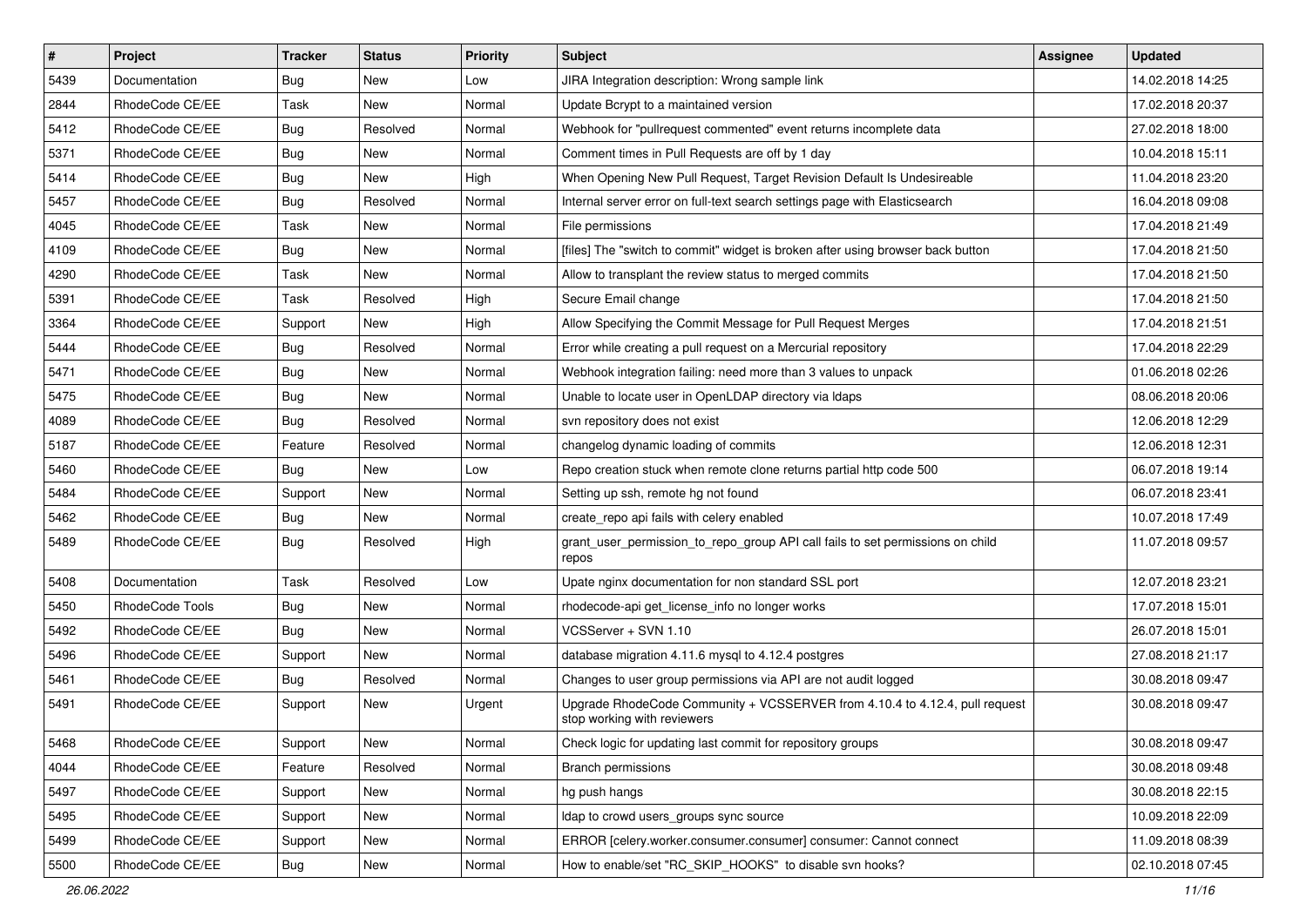| # | Project | Tracker | Status | Priority | Subject | Assignee | Updated |
|---|---|---|---|---|---|---|---|
| 5439 | Documentation | Bug | New | Low | JIRA Integration description: Wrong sample link | | 14.02.2018 14:25 |
| 2844 | RhodeCode CE/EE | Task | New | Normal | Update Bcrypt to a maintained version | | 17.02.2018 20:37 |
| 5412 | RhodeCode CE/EE | Bug | Resolved | Normal | Webhook for "pullrequest commented" event returns incomplete data | | 27.02.2018 18:00 |
| 5371 | RhodeCode CE/EE | Bug | New | Normal | Comment times in Pull Requests are off by 1 day | | 10.04.2018 15:11 |
| 5414 | RhodeCode CE/EE | Bug | New | High | When Opening New Pull Request, Target Revision Default Is Undesireable | | 11.04.2018 23:20 |
| 5457 | RhodeCode CE/EE | Bug | Resolved | Normal | Internal server error on full-text search settings page with Elasticsearch | | 16.04.2018 09:08 |
| 4045 | RhodeCode CE/EE | Task | New | Normal | File permissions | | 17.04.2018 21:49 |
| 4109 | RhodeCode CE/EE | Bug | New | Normal | [files] The "switch to commit" widget is broken after using browser back button | | 17.04.2018 21:50 |
| 4290 | RhodeCode CE/EE | Task | New | Normal | Allow to transplant the review status to merged commits | | 17.04.2018 21:50 |
| 5391 | RhodeCode CE/EE | Task | Resolved | High | Secure Email change | | 17.04.2018 21:50 |
| 3364 | RhodeCode CE/EE | Support | New | High | Allow Specifying the Commit Message for Pull Request Merges | | 17.04.2018 21:51 |
| 5444 | RhodeCode CE/EE | Bug | Resolved | Normal | Error while creating a pull request on a Mercurial repository | | 17.04.2018 22:29 |
| 5471 | RhodeCode CE/EE | Bug | New | Normal | Webhook integration failing: need more than 3 values to unpack | | 01.06.2018 02:26 |
| 5475 | RhodeCode CE/EE | Bug | New | Normal | Unable to locate user in OpenLDAP directory via ldaps | | 08.06.2018 20:06 |
| 4089 | RhodeCode CE/EE | Bug | Resolved | Normal | svn repository does not exist | | 12.06.2018 12:29 |
| 5187 | RhodeCode CE/EE | Feature | Resolved | Normal | changelog dynamic loading of commits | | 12.06.2018 12:31 |
| 5460 | RhodeCode CE/EE | Bug | New | Low | Repo creation stuck when remote clone returns partial http code 500 | | 06.07.2018 19:14 |
| 5484 | RhodeCode CE/EE | Support | New | Normal | Setting up ssh, remote hg not found | | 06.07.2018 23:41 |
| 5462 | RhodeCode CE/EE | Bug | New | Normal | create_repo api fails with celery enabled | | 10.07.2018 17:49 |
| 5489 | RhodeCode CE/EE | Bug | Resolved | High | grant_user_permission_to_repo_group API call fails to set permissions on child repos | | 11.07.2018 09:57 |
| 5408 | Documentation | Task | Resolved | Low | Upate nginx documentation for non standard SSL port | | 12.07.2018 23:21 |
| 5450 | RhodeCode Tools | Bug | New | Normal | rhodecode-api get_license_info no longer works | | 17.07.2018 15:01 |
| 5492 | RhodeCode CE/EE | Bug | New | Normal | VCSServer + SVN 1.10 | | 26.07.2018 15:01 |
| 5496 | RhodeCode CE/EE | Support | New | Normal | database migration 4.11.6 mysql to 4.12.4 postgres | | 27.08.2018 21:17 |
| 5461 | RhodeCode CE/EE | Bug | Resolved | Normal | Changes to user group permissions via API are not audit logged | | 30.08.2018 09:47 |
| 5491 | RhodeCode CE/EE | Support | New | Urgent | Upgrade RhodeCode Community + VCSSERVER from 4.10.4 to 4.12.4, pull request stop working with reviewers | | 30.08.2018 09:47 |
| 5468 | RhodeCode CE/EE | Support | New | Normal | Check logic for updating last commit for repository groups | | 30.08.2018 09:47 |
| 4044 | RhodeCode CE/EE | Feature | Resolved | Normal | Branch permissions | | 30.08.2018 09:48 |
| 5497 | RhodeCode CE/EE | Support | New | Normal | hg push hangs | | 30.08.2018 22:15 |
| 5495 | RhodeCode CE/EE | Support | New | Normal | ldap to crowd users_groups sync source | | 10.09.2018 22:09 |
| 5499 | RhodeCode CE/EE | Support | New | Normal | ERROR [celery.worker.consumer.consumer] consumer: Cannot connect | | 11.09.2018 08:39 |
| 5500 | RhodeCode CE/EE | Bug | New | Normal | How to enable/set "RC_SKIP_HOOKS" to disable svn hooks? | | 02.10.2018 07:45 |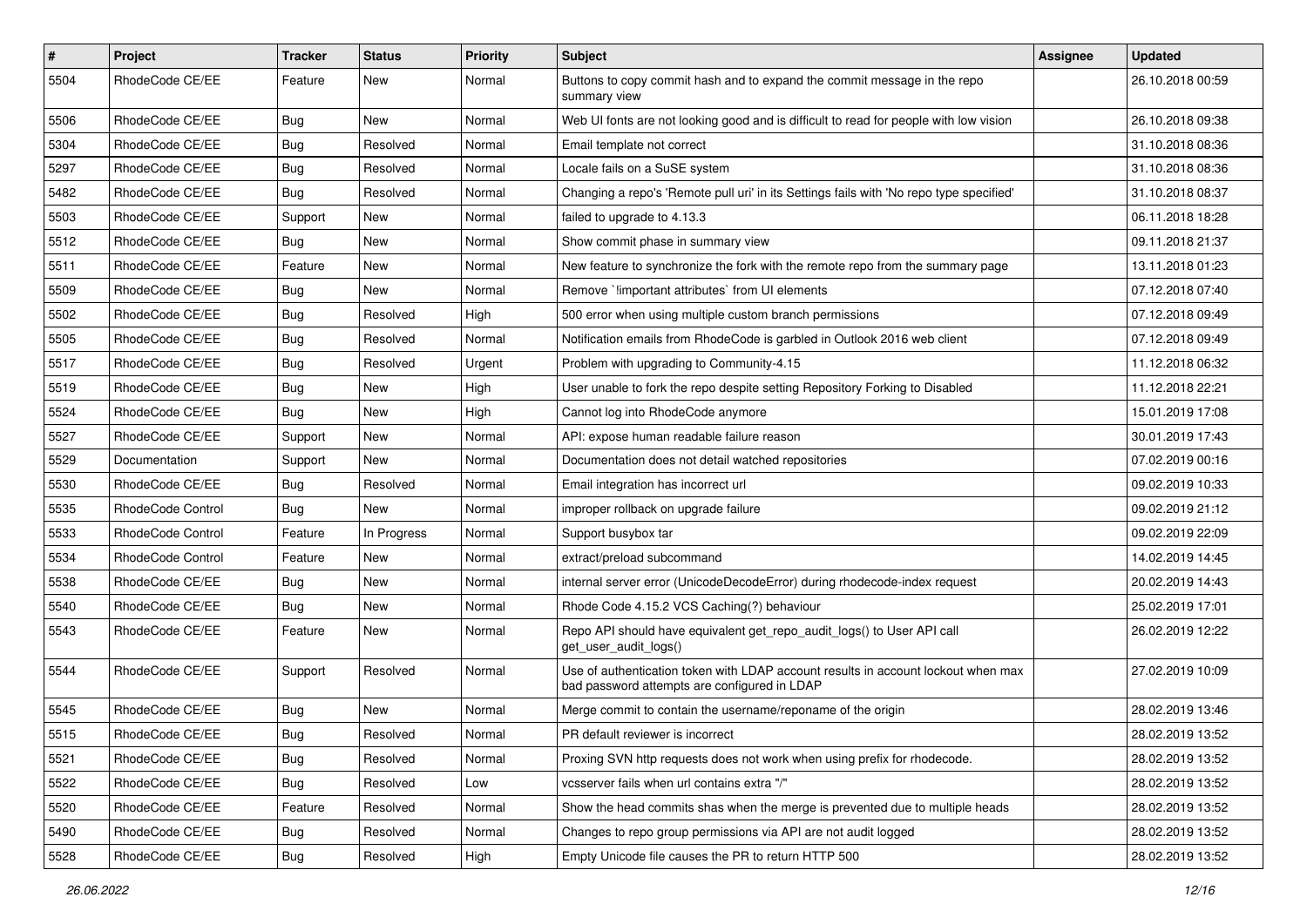| # | Project | Tracker | Status | Priority | Subject | Assignee | Updated |
|---|---|---|---|---|---|---|---|
| 5504 | RhodeCode CE/EE | Feature | New | Normal | Buttons to copy commit hash and to expand the commit message in the repo summary view | | 26.10.2018 00:59 |
| 5506 | RhodeCode CE/EE | Bug | New | Normal | Web UI fonts are not looking good and is difficult to read for people with low vision | | 26.10.2018 09:38 |
| 5304 | RhodeCode CE/EE | Bug | Resolved | Normal | Email template not correct | | 31.10.2018 08:36 |
| 5297 | RhodeCode CE/EE | Bug | Resolved | Normal | Locale fails on a SuSE system | | 31.10.2018 08:36 |
| 5482 | RhodeCode CE/EE | Bug | Resolved | Normal | Changing a repo's 'Remote pull uri' in its Settings fails with 'No repo type specified' | | 31.10.2018 08:37 |
| 5503 | RhodeCode CE/EE | Support | New | Normal | failed to upgrade to 4.13.3 | | 06.11.2018 18:28 |
| 5512 | RhodeCode CE/EE | Bug | New | Normal | Show commit phase in summary view | | 09.11.2018 21:37 |
| 5511 | RhodeCode CE/EE | Feature | New | Normal | New feature to synchronize the fork with the remote repo from the summary page | | 13.11.2018 01:23 |
| 5509 | RhodeCode CE/EE | Bug | New | Normal | Remove `!important attributes` from UI elements | | 07.12.2018 07:40 |
| 5502 | RhodeCode CE/EE | Bug | Resolved | High | 500 error when using multiple custom branch permissions | | 07.12.2018 09:49 |
| 5505 | RhodeCode CE/EE | Bug | Resolved | Normal | Notification emails from RhodeCode is garbled in Outlook 2016 web client | | 07.12.2018 09:49 |
| 5517 | RhodeCode CE/EE | Bug | Resolved | Urgent | Problem with upgrading to Community-4.15 | | 11.12.2018 06:32 |
| 5519 | RhodeCode CE/EE | Bug | New | High | User unable to fork the repo despite setting Repository Forking to Disabled | | 11.12.2018 22:21 |
| 5524 | RhodeCode CE/EE | Bug | New | High | Cannot log into RhodeCode anymore | | 15.01.2019 17:08 |
| 5527 | RhodeCode CE/EE | Support | New | Normal | API: expose human readable failure reason | | 30.01.2019 17:43 |
| 5529 | Documentation | Support | New | Normal | Documentation does not detail watched repositories | | 07.02.2019 00:16 |
| 5530 | RhodeCode CE/EE | Bug | Resolved | Normal | Email integration has incorrect url | | 09.02.2019 10:33 |
| 5535 | RhodeCode Control | Bug | New | Normal | improper rollback on upgrade failure | | 09.02.2019 21:12 |
| 5533 | RhodeCode Control | Feature | In Progress | Normal | Support busybox tar | | 09.02.2019 22:09 |
| 5534 | RhodeCode Control | Feature | New | Normal | extract/preload subcommand | | 14.02.2019 14:45 |
| 5538 | RhodeCode CE/EE | Bug | New | Normal | internal server error (UnicodeDecodeError) during rhodecode-index request | | 20.02.2019 14:43 |
| 5540 | RhodeCode CE/EE | Bug | New | Normal | Rhode Code 4.15.2 VCS Caching(?) behaviour | | 25.02.2019 17:01 |
| 5543 | RhodeCode CE/EE | Feature | New | Normal | Repo API should have equivalent get_repo_audit_logs() to User API call get_user_audit_logs() | | 26.02.2019 12:22 |
| 5544 | RhodeCode CE/EE | Support | Resolved | Normal | Use of authentication token with LDAP account results in account lockout when max bad password attempts are configured in LDAP | | 27.02.2019 10:09 |
| 5545 | RhodeCode CE/EE | Bug | New | Normal | Merge commit to contain the username/reponame of the origin | | 28.02.2019 13:46 |
| 5515 | RhodeCode CE/EE | Bug | Resolved | Normal | PR default reviewer is incorrect | | 28.02.2019 13:52 |
| 5521 | RhodeCode CE/EE | Bug | Resolved | Normal | Proxing SVN http requests does not work when using prefix for rhodecode. | | 28.02.2019 13:52 |
| 5522 | RhodeCode CE/EE | Bug | Resolved | Low | vcsserver fails when url contains extra "/" | | 28.02.2019 13:52 |
| 5520 | RhodeCode CE/EE | Feature | Resolved | Normal | Show the head commits shas when the merge is prevented due to multiple heads | | 28.02.2019 13:52 |
| 5490 | RhodeCode CE/EE | Bug | Resolved | Normal | Changes to repo group permissions via API are not audit logged | | 28.02.2019 13:52 |
| 5528 | RhodeCode CE/EE | Bug | Resolved | High | Empty Unicode file causes the PR to return HTTP 500 | | 28.02.2019 13:52 |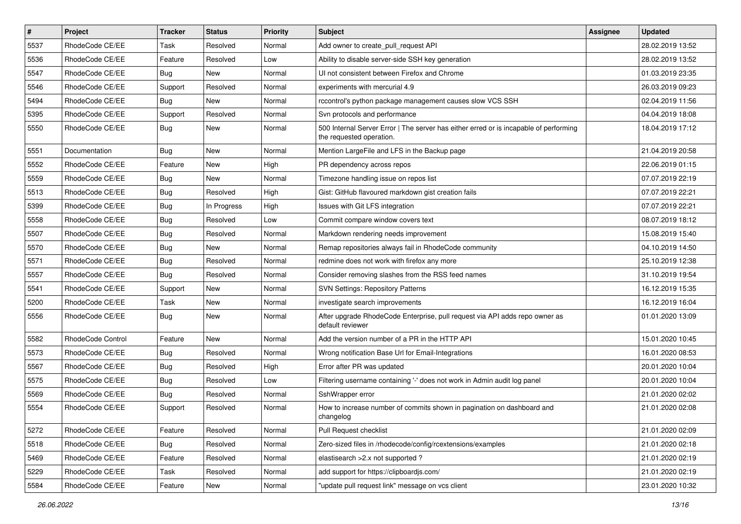| # | Project | Tracker | Status | Priority | Subject | Assignee | Updated |
|---|---|---|---|---|---|---|---|
| 5537 | RhodeCode CE/EE | Task | Resolved | Normal | Add owner to create_pull_request API | | 28.02.2019 13:52 |
| 5536 | RhodeCode CE/EE | Feature | Resolved | Low | Ability to disable server-side SSH key generation | | 28.02.2019 13:52 |
| 5547 | RhodeCode CE/EE | Bug | New | Normal | UI not consistent between Firefox and Chrome | | 01.03.2019 23:35 |
| 5546 | RhodeCode CE/EE | Support | Resolved | Normal | experiments with mercurial 4.9 | | 26.03.2019 09:23 |
| 5494 | RhodeCode CE/EE | Bug | New | Normal | rccontrol's python package management causes slow VCS SSH | | 02.04.2019 11:56 |
| 5395 | RhodeCode CE/EE | Support | Resolved | Normal | Svn protocols and performance | | 04.04.2019 18:08 |
| 5550 | RhodeCode CE/EE | Bug | New | Normal | 500 Internal Server Error \| The server has either erred or is incapable of performing the requested operation. | | 18.04.2019 17:12 |
| 5551 | Documentation | Bug | New | Normal | Mention LargeFile and LFS in the Backup page | | 21.04.2019 20:58 |
| 5552 | RhodeCode CE/EE | Feature | New | High | PR dependency across repos | | 22.06.2019 01:15 |
| 5559 | RhodeCode CE/EE | Bug | New | Normal | Timezone handling issue on repos list | | 07.07.2019 22:19 |
| 5513 | RhodeCode CE/EE | Bug | Resolved | High | Gist: GitHub flavoured markdown gist creation fails | | 07.07.2019 22:21 |
| 5399 | RhodeCode CE/EE | Bug | In Progress | High | Issues with Git LFS integration | | 07.07.2019 22:21 |
| 5558 | RhodeCode CE/EE | Bug | Resolved | Low | Commit compare window covers text | | 08.07.2019 18:12 |
| 5507 | RhodeCode CE/EE | Bug | Resolved | Normal | Markdown rendering needs improvement | | 15.08.2019 15:40 |
| 5570 | RhodeCode CE/EE | Bug | New | Normal | Remap repositories always fail in RhodeCode community | | 04.10.2019 14:50 |
| 5571 | RhodeCode CE/EE | Bug | Resolved | Normal | redmine does not work with firefox any more | | 25.10.2019 12:38 |
| 5557 | RhodeCode CE/EE | Bug | Resolved | Normal | Consider removing slashes from the RSS feed names | | 31.10.2019 19:54 |
| 5541 | RhodeCode CE/EE | Support | New | Normal | SVN Settings: Repository Patterns | | 16.12.2019 15:35 |
| 5200 | RhodeCode CE/EE | Task | New | Normal | investigate search improvements | | 16.12.2019 16:04 |
| 5556 | RhodeCode CE/EE | Bug | New | Normal | After upgrade RhodeCode Enterprise, pull request via API adds repo owner as default reviewer | | 01.01.2020 13:09 |
| 5582 | RhodeCode Control | Feature | New | Normal | Add the version number of a PR in the HTTP API | | 15.01.2020 10:45 |
| 5573 | RhodeCode CE/EE | Bug | Resolved | Normal | Wrong notification Base Url for Email-Integrations | | 16.01.2020 08:53 |
| 5567 | RhodeCode CE/EE | Bug | Resolved | High | Error after PR was updated | | 20.01.2020 10:04 |
| 5575 | RhodeCode CE/EE | Bug | Resolved | Low | Filtering username containing '-' does not work in Admin audit log panel | | 20.01.2020 10:04 |
| 5569 | RhodeCode CE/EE | Bug | Resolved | Normal | SshWrapper error | | 21.01.2020 02:02 |
| 5554 | RhodeCode CE/EE | Support | Resolved | Normal | How to increase number of commits shown in pagination on dashboard and changelog | | 21.01.2020 02:08 |
| 5272 | RhodeCode CE/EE | Feature | Resolved | Normal | Pull Request checklist | | 21.01.2020 02:09 |
| 5518 | RhodeCode CE/EE | Bug | Resolved | Normal | Zero-sized files in /rhodecode/config/rcextensions/examples | | 21.01.2020 02:18 |
| 5469 | RhodeCode CE/EE | Feature | Resolved | Normal | elastisearch >2.x not supported ? | | 21.01.2020 02:19 |
| 5229 | RhodeCode CE/EE | Task | Resolved | Normal | add support for https://clipboardjs.com/ | | 21.01.2020 02:19 |
| 5584 | RhodeCode CE/EE | Feature | New | Normal | "update pull request link" message on vcs client | | 23.01.2020 10:32 |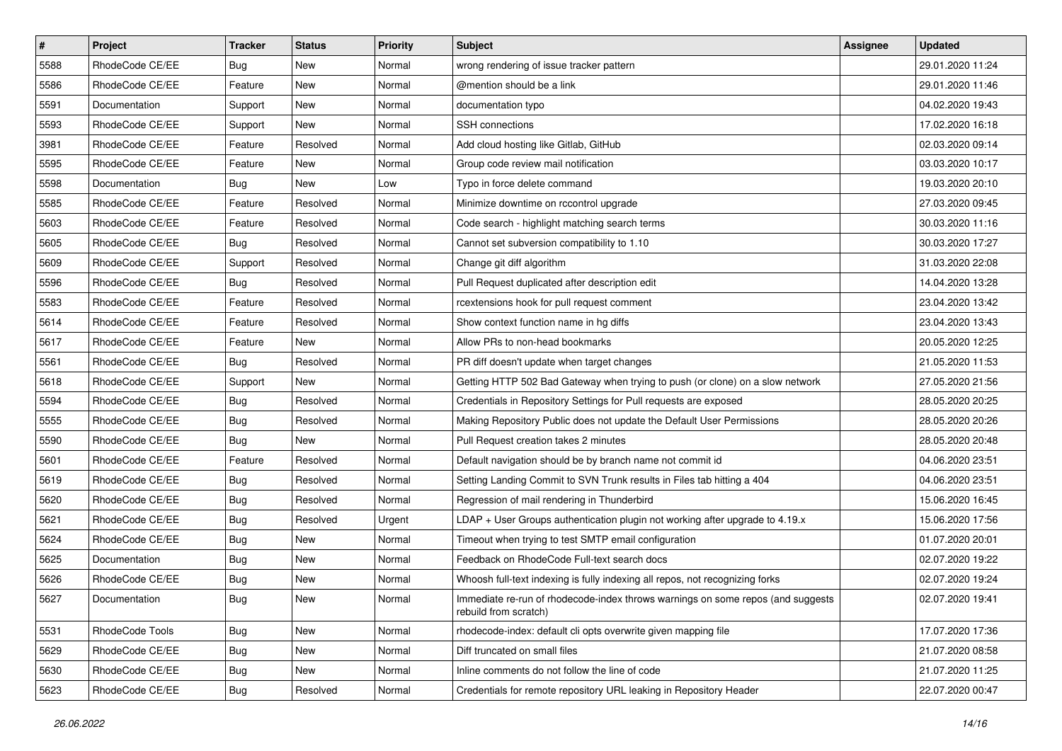| # | Project | Tracker | Status | Priority | Subject | Assignee | Updated |
|---|---|---|---|---|---|---|---|
| 5588 | RhodeCode CE/EE | Bug | New | Normal | wrong rendering of issue tracker pattern | | 29.01.2020 11:24 |
| 5586 | RhodeCode CE/EE | Feature | New | Normal | @mention should be a link | | 29.01.2020 11:46 |
| 5591 | Documentation | Support | New | Normal | documentation typo | | 04.02.2020 19:43 |
| 5593 | RhodeCode CE/EE | Support | New | Normal | SSH connections | | 17.02.2020 16:18 |
| 3981 | RhodeCode CE/EE | Feature | Resolved | Normal | Add cloud hosting like Gitlab, GitHub | | 02.03.2020 09:14 |
| 5595 | RhodeCode CE/EE | Feature | New | Normal | Group code review mail notification | | 03.03.2020 10:17 |
| 5598 | Documentation | Bug | New | Low | Typo in force delete command | | 19.03.2020 20:10 |
| 5585 | RhodeCode CE/EE | Feature | Resolved | Normal | Minimize downtime on rccontrol upgrade | | 27.03.2020 09:45 |
| 5603 | RhodeCode CE/EE | Feature | Resolved | Normal | Code search - highlight matching search terms | | 30.03.2020 11:16 |
| 5605 | RhodeCode CE/EE | Bug | Resolved | Normal | Cannot set subversion compatibility to 1.10 | | 30.03.2020 17:27 |
| 5609 | RhodeCode CE/EE | Support | Resolved | Normal | Change git diff algorithm | | 31.03.2020 22:08 |
| 5596 | RhodeCode CE/EE | Bug | Resolved | Normal | Pull Request duplicated after description edit | | 14.04.2020 13:28 |
| 5583 | RhodeCode CE/EE | Feature | Resolved | Normal | rcextensions hook for pull request comment | | 23.04.2020 13:42 |
| 5614 | RhodeCode CE/EE | Feature | Resolved | Normal | Show context function name in hg diffs | | 23.04.2020 13:43 |
| 5617 | RhodeCode CE/EE | Feature | New | Normal | Allow PRs to non-head bookmarks | | 20.05.2020 12:25 |
| 5561 | RhodeCode CE/EE | Bug | Resolved | Normal | PR diff doesn't update when target changes | | 21.05.2020 11:53 |
| 5618 | RhodeCode CE/EE | Support | New | Normal | Getting HTTP 502 Bad Gateway when trying to push (or clone) on a slow network | | 27.05.2020 21:56 |
| 5594 | RhodeCode CE/EE | Bug | Resolved | Normal | Credentials in Repository Settings for Pull requests are exposed | | 28.05.2020 20:25 |
| 5555 | RhodeCode CE/EE | Bug | Resolved | Normal | Making Repository Public does not update the Default User Permissions | | 28.05.2020 20:26 |
| 5590 | RhodeCode CE/EE | Bug | New | Normal | Pull Request creation takes 2 minutes | | 28.05.2020 20:48 |
| 5601 | RhodeCode CE/EE | Feature | Resolved | Normal | Default navigation should be by branch name not commit id | | 04.06.2020 23:51 |
| 5619 | RhodeCode CE/EE | Bug | Resolved | Normal | Setting Landing Commit to SVN Trunk results in Files tab hitting a 404 | | 04.06.2020 23:51 |
| 5620 | RhodeCode CE/EE | Bug | Resolved | Normal | Regression of mail rendering in Thunderbird | | 15.06.2020 16:45 |
| 5621 | RhodeCode CE/EE | Bug | Resolved | Urgent | LDAP + User Groups authentication plugin not working after upgrade to 4.19.x | | 15.06.2020 17:56 |
| 5624 | RhodeCode CE/EE | Bug | New | Normal | Timeout when trying to test SMTP email configuration | | 01.07.2020 20:01 |
| 5625 | Documentation | Bug | New | Normal | Feedback on RhodeCode Full-text search docs | | 02.07.2020 19:22 |
| 5626 | RhodeCode CE/EE | Bug | New | Normal | Whoosh full-text indexing is fully indexing all repos, not recognizing forks | | 02.07.2020 19:24 |
| 5627 | Documentation | Bug | New | Normal | Immediate re-run of rhodecode-index throws warnings on some repos (and suggests rebuild from scratch) | | 02.07.2020 19:41 |
| 5531 | RhodeCode Tools | Bug | New | Normal | rhodecode-index: default cli opts overwrite given mapping file | | 17.07.2020 17:36 |
| 5629 | RhodeCode CE/EE | Bug | New | Normal | Diff truncated on small files | | 21.07.2020 08:58 |
| 5630 | RhodeCode CE/EE | Bug | New | Normal | Inline comments do not follow the line of code | | 21.07.2020 11:25 |
| 5623 | RhodeCode CE/EE | Bug | Resolved | Normal | Credentials for remote repository URL leaking in Repository Header | | 22.07.2020 00:47 |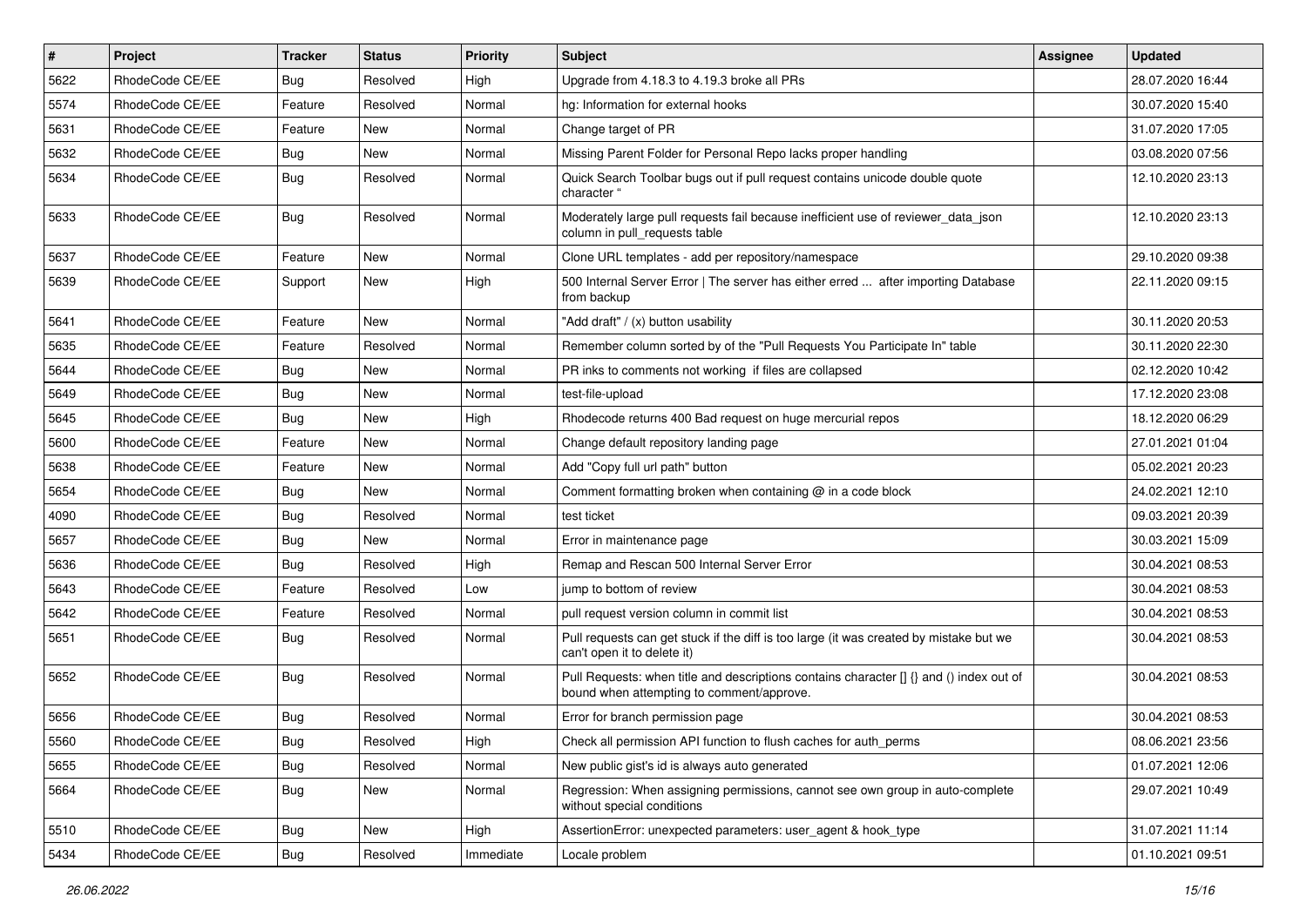| # | Project | Tracker | Status | Priority | Subject | Assignee | Updated |
| --- | --- | --- | --- | --- | --- | --- | --- |
| 5622 | RhodeCode CE/EE | Bug | Resolved | High | Upgrade from 4.18.3 to 4.19.3 broke all PRs | | 28.07.2020 16:44 |
| 5574 | RhodeCode CE/EE | Feature | Resolved | Normal | hg: Information for external hooks | | 30.07.2020 15:40 |
| 5631 | RhodeCode CE/EE | Feature | New | Normal | Change target of PR | | 31.07.2020 17:05 |
| 5632 | RhodeCode CE/EE | Bug | New | Normal | Missing Parent Folder for Personal Repo lacks proper handling | | 03.08.2020 07:56 |
| 5634 | RhodeCode CE/EE | Bug | Resolved | Normal | Quick Search Toolbar bugs out if pull request contains unicode double quote character " | | 12.10.2020 23:13 |
| 5633 | RhodeCode CE/EE | Bug | Resolved | Normal | Moderately large pull requests fail because inefficient use of reviewer_data_json column in pull_requests table | | 12.10.2020 23:13 |
| 5637 | RhodeCode CE/EE | Feature | New | Normal | Clone URL templates - add per repository/namespace | | 29.10.2020 09:38 |
| 5639 | RhodeCode CE/EE | Support | New | High | 500 Internal Server Error \| The server has either erred ... after importing Database from backup | | 22.11.2020 09:15 |
| 5641 | RhodeCode CE/EE | Feature | New | Normal | "Add draft" / (x) button usability | | 30.11.2020 20:53 |
| 5635 | RhodeCode CE/EE | Feature | Resolved | Normal | Remember column sorted by of the "Pull Requests You Participate In" table | | 30.11.2020 22:30 |
| 5644 | RhodeCode CE/EE | Bug | New | Normal | PR inks to comments not working if files are collapsed | | 02.12.2020 10:42 |
| 5649 | RhodeCode CE/EE | Bug | New | Normal | test-file-upload | | 17.12.2020 23:08 |
| 5645 | RhodeCode CE/EE | Bug | New | High | Rhodecode returns 400 Bad request on huge mercurial repos | | 18.12.2020 06:29 |
| 5600 | RhodeCode CE/EE | Feature | New | Normal | Change default repository landing page | | 27.01.2021 01:04 |
| 5638 | RhodeCode CE/EE | Feature | New | Normal | Add "Copy full url path" button | | 05.02.2021 20:23 |
| 5654 | RhodeCode CE/EE | Bug | New | Normal | Comment formatting broken when containing @ in a code block | | 24.02.2021 12:10 |
| 4090 | RhodeCode CE/EE | Bug | Resolved | Normal | test ticket | | 09.03.2021 20:39 |
| 5657 | RhodeCode CE/EE | Bug | New | Normal | Error in maintenance page | | 30.03.2021 15:09 |
| 5636 | RhodeCode CE/EE | Bug | Resolved | High | Remap and Rescan 500 Internal Server Error | | 30.04.2021 08:53 |
| 5643 | RhodeCode CE/EE | Feature | Resolved | Low | jump to bottom of review | | 30.04.2021 08:53 |
| 5642 | RhodeCode CE/EE | Feature | Resolved | Normal | pull request version column in commit list | | 30.04.2021 08:53 |
| 5651 | RhodeCode CE/EE | Bug | Resolved | Normal | Pull requests can get stuck if the diff is too large (it was created by mistake but we can't open it to delete it) | | 30.04.2021 08:53 |
| 5652 | RhodeCode CE/EE | Bug | Resolved | Normal | Pull Requests: when title and descriptions contains character [] {} and () index out of bound when attempting to comment/approve. | | 30.04.2021 08:53 |
| 5656 | RhodeCode CE/EE | Bug | Resolved | Normal | Error for branch permission page | | 30.04.2021 08:53 |
| 5560 | RhodeCode CE/EE | Bug | Resolved | High | Check all permission API function to flush caches for auth_perms | | 08.06.2021 23:56 |
| 5655 | RhodeCode CE/EE | Bug | Resolved | Normal | New public gist's id is always auto generated | | 01.07.2021 12:06 |
| 5664 | RhodeCode CE/EE | Bug | New | Normal | Regression: When assigning permissions, cannot see own group in auto-complete without special conditions | | 29.07.2021 10:49 |
| 5510 | RhodeCode CE/EE | Bug | New | High | AssertionError: unexpected parameters: user_agent & hook_type | | 31.07.2021 11:14 |
| 5434 | RhodeCode CE/EE | Bug | Resolved | Immediate | Locale problem | | 01.10.2021 09:51 |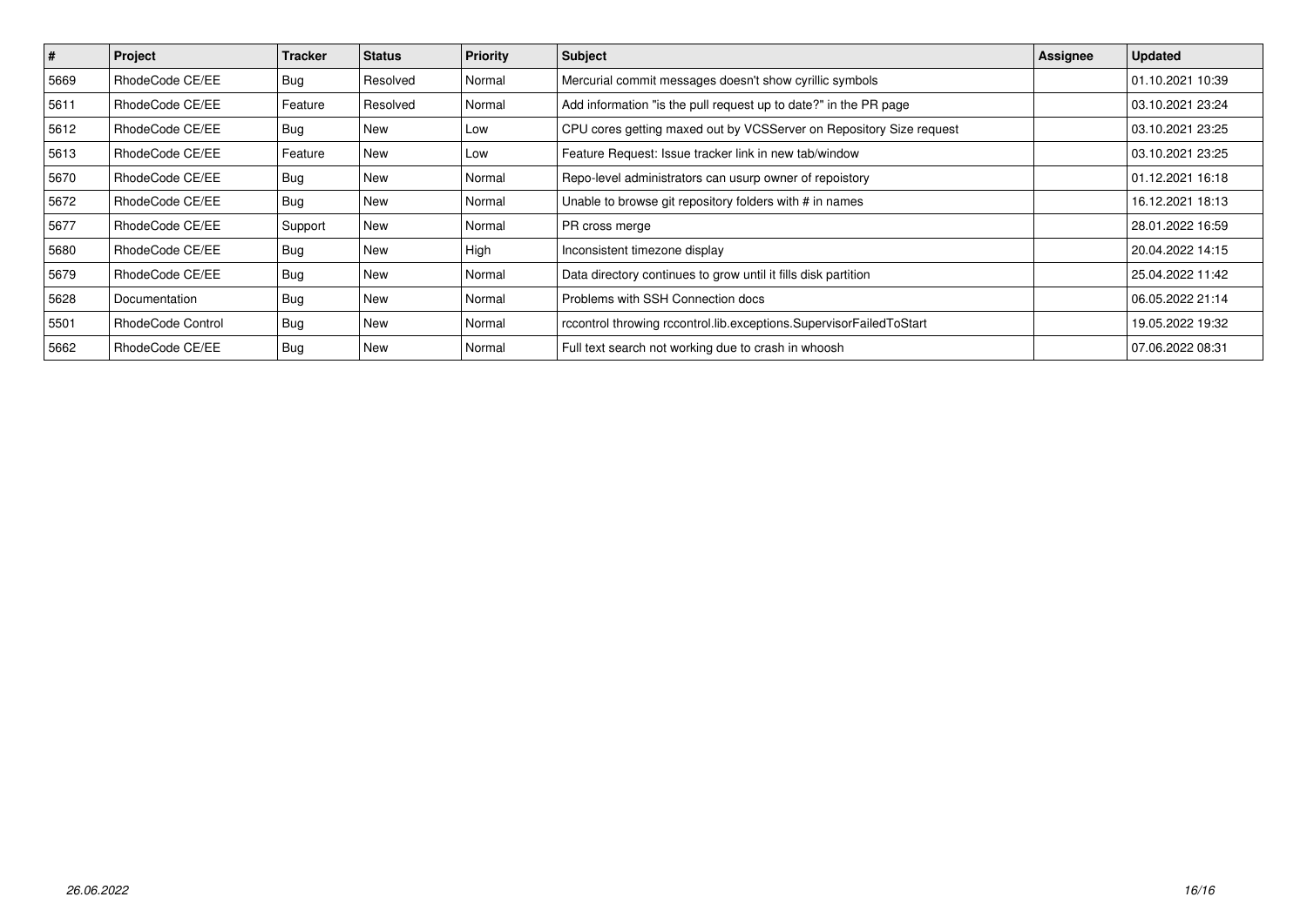| # | Project | Tracker | Status | Priority | Subject | Assignee | Updated |
|---|---|---|---|---|---|---|---|
| 5669 | RhodeCode CE/EE | Bug | Resolved | Normal | Mercurial commit messages doesn't show cyrillic symbols | | 01.10.2021 10:39 |
| 5611 | RhodeCode CE/EE | Feature | Resolved | Normal | Add information "is the pull request up to date?" in the PR page | | 03.10.2021 23:24 |
| 5612 | RhodeCode CE/EE | Bug | New | Low | CPU cores getting maxed out by VCSServer on Repository Size request | | 03.10.2021 23:25 |
| 5613 | RhodeCode CE/EE | Feature | New | Low | Feature Request: Issue tracker link in new tab/window | | 03.10.2021 23:25 |
| 5670 | RhodeCode CE/EE | Bug | New | Normal | Repo-level administrators can usurp owner of repoistory | | 01.12.2021 16:18 |
| 5672 | RhodeCode CE/EE | Bug | New | Normal | Unable to browse git repository folders with # in names | | 16.12.2021 18:13 |
| 5677 | RhodeCode CE/EE | Support | New | Normal | PR cross merge | | 28.01.2022 16:59 |
| 5680 | RhodeCode CE/EE | Bug | New | High | Inconsistent timezone display | | 20.04.2022 14:15 |
| 5679 | RhodeCode CE/EE | Bug | New | Normal | Data directory continues to grow until it fills disk partition | | 25.04.2022 11:42 |
| 5628 | Documentation | Bug | New | Normal | Problems with SSH Connection docs | | 06.05.2022 21:14 |
| 5501 | RhodeCode Control | Bug | New | Normal | rccontrol throwing rccontrol.lib.exceptions.SupervisorFailedToStart | | 19.05.2022 19:32 |
| 5662 | RhodeCode CE/EE | Bug | New | Normal | Full text search not working due to crash in whoosh | | 07.06.2022 08:31 |